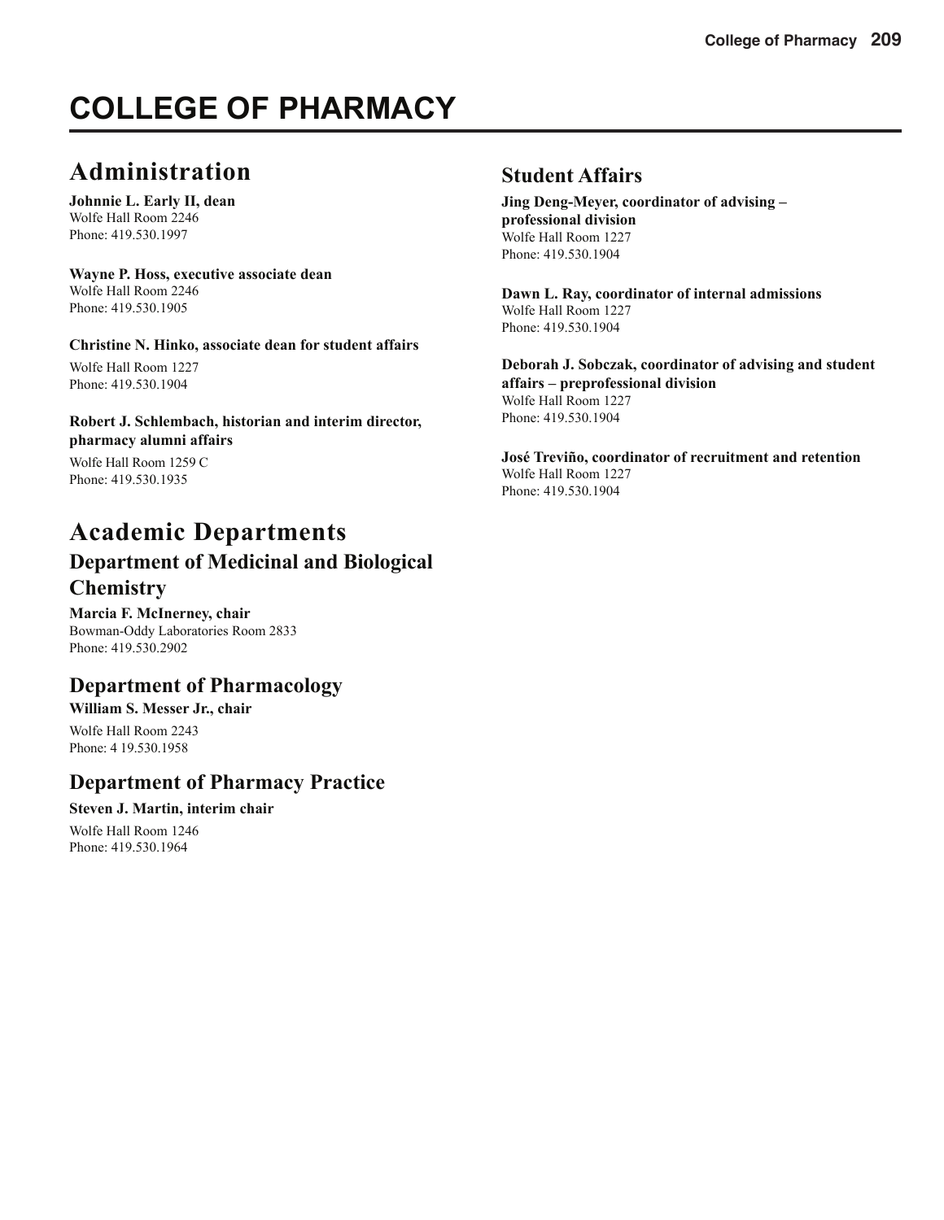# COLLEGE OF PHARMACY

## Administration

**Johnnie L. Early II, dean**
Wolfe Hall Room 2246
Phone: 419.530.1997

**Wayne P. Hoss, executive associate dean**
Wolfe Hall Room 2246
Phone: 419.530.1905

**Christine N. Hinko, associate dean for student affairs**
Wolfe Hall Room 1227
Phone: 419.530.1904

**Robert J. Schlembach, historian and interim director, pharmacy alumni affairs**
Wolfe Hall Room 1259 C
Phone: 419.530.1935

## Academic Departments

### Department of Medicinal and Biological Chemistry

**Marcia F. McInerney, chair**
Bowman-Oddy Laboratories Room 2833
Phone: 419.530.2902

### Department of Pharmacology

**William S. Messer Jr., chair**
Wolfe Hall Room 2243
Phone: 4 19.530.1958

### Department of Pharmacy Practice

**Steven J. Martin, interim chair**
Wolfe Hall Room 1246
Phone: 419.530.1964

## Student Affairs

**Jing Deng-Meyer, coordinator of advising – professional division**
Wolfe Hall Room 1227
Phone: 419.530.1904

**Dawn L. Ray, coordinator of internal admissions**
Wolfe Hall Room 1227
Phone: 419.530.1904

**Deborah J. Sobczak, coordinator of advising and student affairs – preprofessional division**
Wolfe Hall Room 1227
Phone: 419.530.1904

**José Treviño, coordinator of recruitment and retention**
Wolfe Hall Room 1227
Phone: 419.530.1904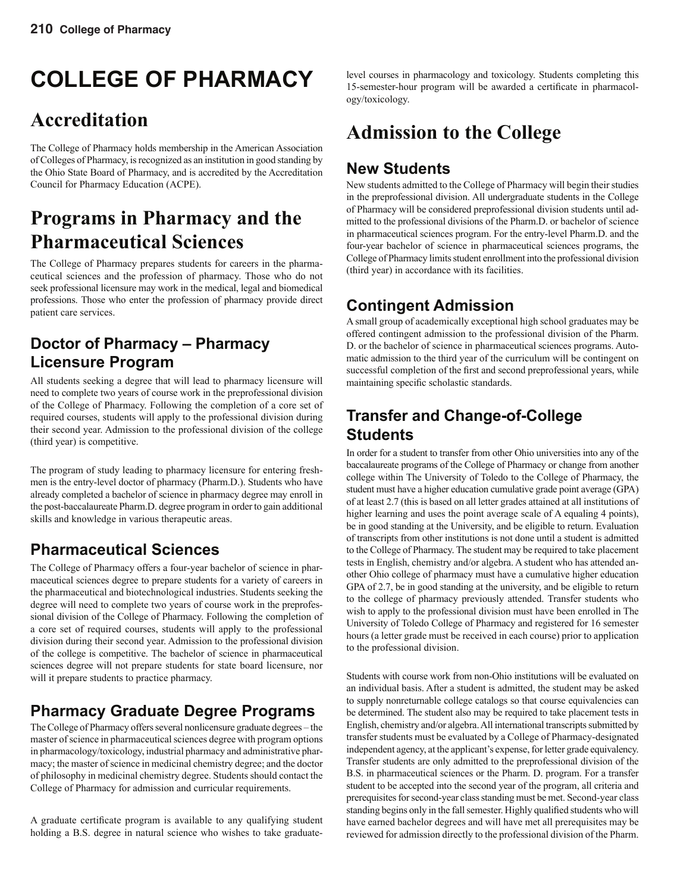# COLLEGE OF PHARMACY

## Accreditation

The College of Pharmacy holds membership in the American Association of Colleges of Pharmacy, is recognized as an institution in good standing by the Ohio State Board of Pharmacy, and is accredited by the Accreditation Council for Pharmacy Education (ACPE).

## Programs in Pharmacy and the Pharmaceutical Sciences

The College of Pharmacy prepares students for careers in the pharmaceutical sciences and the profession of pharmacy. Those who do not seek professional licensure may work in the medical, legal and biomedical professions. Those who enter the profession of pharmacy provide direct patient care services.

### Doctor of Pharmacy – Pharmacy Licensure Program

All students seeking a degree that will lead to pharmacy licensure will need to complete two years of course work in the preprofessional division of the College of Pharmacy. Following the completion of a core set of required courses, students will apply to the professional division during their second year. Admission to the professional division of the college (third year) is competitive.

The program of study leading to pharmacy licensure for entering freshmen is the entry-level doctor of pharmacy (Pharm.D.). Students who have already completed a bachelor of science in pharmacy degree may enroll in the post-baccalaureate Pharm.D. degree program in order to gain additional skills and knowledge in various therapeutic areas.

### Pharmaceutical Sciences

The College of Pharmacy offers a four-year bachelor of science in pharmaceutical sciences degree to prepare students for a variety of careers in the pharmaceutical and biotechnological industries. Students seeking the degree will need to complete two years of course work in the preprofessional division of the College of Pharmacy. Following the completion of a core set of required courses, students will apply to the professional division during their second year. Admission to the professional division of the college is competitive. The bachelor of science in pharmaceutical sciences degree will not prepare students for state board licensure, nor will it prepare students to practice pharmacy.

### Pharmacy Graduate Degree Programs

The College of Pharmacy offers several nonlicensure graduate degrees – the master of science in pharmaceutical sciences degree with program options in pharmacology/toxicology, industrial pharmacy and administrative pharmacy; the master of science in medicinal chemistry degree; and the doctor of philosophy in medicinal chemistry degree. Students should contact the College of Pharmacy for admission and curricular requirements.

A graduate certificate program is available to any qualifying student holding a B.S. degree in natural science who wishes to take graduate-level courses in pharmacology and toxicology. Students completing this 15-semester-hour program will be awarded a certificate in pharmacology/toxicology.

## Admission to the College

### New Students

New students admitted to the College of Pharmacy will begin their studies in the preprofessional division. All undergraduate students in the College of Pharmacy will be considered preprofessional division students until admitted to the professional divisions of the Pharm.D. or bachelor of science in pharmaceutical sciences program. For the entry-level Pharm.D. and the four-year bachelor of science in pharmaceutical sciences programs, the College of Pharmacy limits student enrollment into the professional division (third year) in accordance with its facilities.

### Contingent Admission

A small group of academically exceptional high school graduates may be offered contingent admission to the professional division of the Pharm. D. or the bachelor of science in pharmaceutical sciences programs. Automatic admission to the third year of the curriculum will be contingent on successful completion of the first and second preprofessional years, while maintaining specific scholastic standards.

### Transfer and Change-of-College Students

In order for a student to transfer from other Ohio universities into any of the baccalaureate programs of the College of Pharmacy or change from another college within The University of Toledo to the College of Pharmacy, the student must have a higher education cumulative grade point average (GPA) of at least 2.7 (this is based on all letter grades attained at all institutions of higher learning and uses the point average scale of A equaling 4 points), be in good standing at the University, and be eligible to return. Evaluation of transcripts from other institutions is not done until a student is admitted to the College of Pharmacy. The student may be required to take placement tests in English, chemistry and/or algebra. A student who has attended another Ohio college of pharmacy must have a cumulative higher education GPA of 2.7, be in good standing at the university, and be eligible to return to the college of pharmacy previously attended. Transfer students who wish to apply to the professional division must have been enrolled in The University of Toledo College of Pharmacy and registered for 16 semester hours (a letter grade must be received in each course) prior to application to the professional division.

Students with course work from non-Ohio institutions will be evaluated on an individual basis. After a student is admitted, the student may be asked to supply nonreturnable college catalogs so that course equivalencies can be determined. The student also may be required to take placement tests in English, chemistry and/or algebra. All international transcripts submitted by transfer students must be evaluated by a College of Pharmacy-designated independent agency, at the applicant's expense, for letter grade equivalency. Transfer students are only admitted to the preprofessional division of the B.S. in pharmaceutical sciences or the Pharm. D. program. For a transfer student to be accepted into the second year of the program, all criteria and prerequisites for second-year class standing must be met. Second-year class standing begins only in the fall semester. Highly qualified students who will have earned bachelor degrees and will have met all prerequisites may be reviewed for admission directly to the professional division of the Pharm.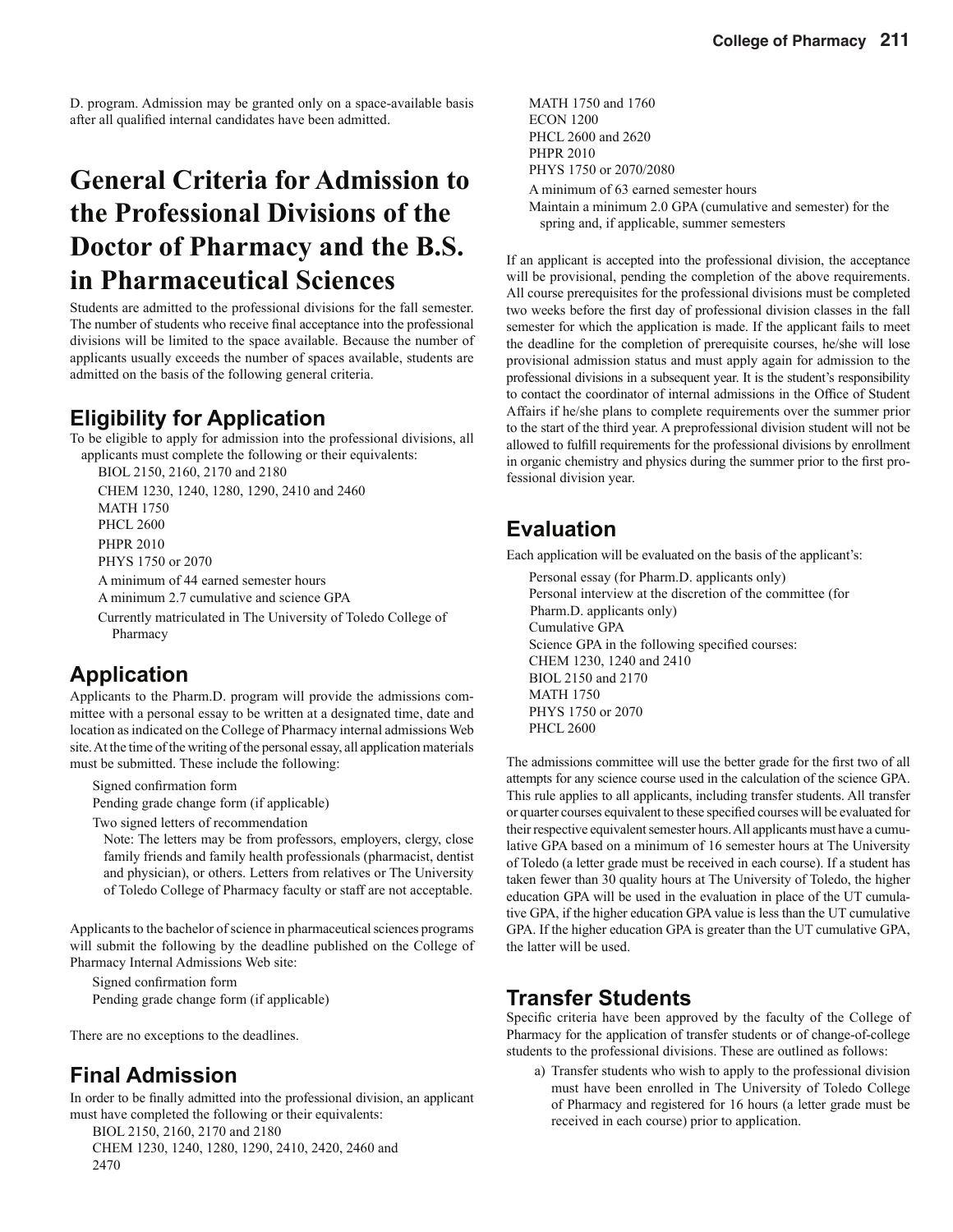D. program. Admission may be granted only on a space-available basis after all qualified internal candidates have been admitted.

# General Criteria for Admission to the Professional Divisions of the Doctor of Pharmacy and the B.S. in Pharmaceutical Sciences

Students are admitted to the professional divisions for the fall semester. The number of students who receive final acceptance into the professional divisions will be limited to the space available. Because the number of applicants usually exceeds the number of spaces available, students are admitted on the basis of the following general criteria.

## Eligibility for Application

To be eligible to apply for admission into the professional divisions, all applicants must complete the following or their equivalents:

BIOL 2150, 2160, 2170 and 2180
CHEM 1230, 1240, 1280, 1290, 2410 and 2460
MATH 1750
PHCL 2600
PHPR 2010
PHYS 1750 or 2070
A minimum of 44 earned semester hours
A minimum 2.7 cumulative and science GPA
Currently matriculated in The University of Toledo College of Pharmacy

## Application

Applicants to the Pharm.D. program will provide the admissions committee with a personal essay to be written at a designated time, date and location as indicated on the College of Pharmacy internal admissions Web site. At the time of the writing of the personal essay, all application materials must be submitted. These include the following:

Signed confirmation form
Pending grade change form (if applicable)
Two signed letters of recommendation

Note: The letters may be from professors, employers, clergy, close family friends and family health professionals (pharmacist, dentist and physician), or others. Letters from relatives or The University of Toledo College of Pharmacy faculty or staff are not acceptable.

Applicants to the bachelor of science in pharmaceutical sciences programs will submit the following by the deadline published on the College of Pharmacy Internal Admissions Web site:

Signed confirmation form
Pending grade change form (if applicable)

There are no exceptions to the deadlines.

## Final Admission

In order to be finally admitted into the professional division, an applicant must have completed the following or their equivalents:

BIOL 2150, 2160, 2170 and 2180
CHEM 1230, 1240, 1280, 1290, 2410, 2420, 2460 and 2470
MATH 1750 and 1760
ECON 1200
PHCL 2600 and 2620
PHPR 2010
PHYS 1750 or 2070/2080
A minimum of 63 earned semester hours
Maintain a minimum 2.0 GPA (cumulative and semester) for the spring and, if applicable, summer semesters

If an applicant is accepted into the professional division, the acceptance will be provisional, pending the completion of the above requirements. All course prerequisites for the professional divisions must be completed two weeks before the first day of professional division classes in the fall semester for which the application is made. If the applicant fails to meet the deadline for the completion of prerequisite courses, he/she will lose provisional admission status and must apply again for admission to the professional divisions in a subsequent year. It is the student's responsibility to contact the coordinator of internal admissions in the Office of Student Affairs if he/she plans to complete requirements over the summer prior to the start of the third year. A preprofessional division student will not be allowed to fulfill requirements for the professional divisions by enrollment in organic chemistry and physics during the summer prior to the first professional division year.

## Evaluation

Each application will be evaluated on the basis of the applicant's:

Personal essay (for Pharm.D. applicants only)
Personal interview at the discretion of the committee (for Pharm.D. applicants only)
Cumulative GPA
Science GPA in the following specified courses:
CHEM 1230, 1240 and 2410
BIOL 2150 and 2170
MATH 1750
PHYS 1750 or 2070
PHCL 2600

The admissions committee will use the better grade for the first two of all attempts for any science course used in the calculation of the science GPA. This rule applies to all applicants, including transfer students. All transfer or quarter courses equivalent to these specified courses will be evaluated for their respective equivalent semester hours. All applicants must have a cumulative GPA based on a minimum of 16 semester hours at The University of Toledo (a letter grade must be received in each course). If a student has taken fewer than 30 quality hours at The University of Toledo, the higher education GPA will be used in the evaluation in place of the UT cumulative GPA, if the higher education GPA value is less than the UT cumulative GPA. If the higher education GPA is greater than the UT cumulative GPA, the latter will be used.

## Transfer Students

Specific criteria have been approved by the faculty of the College of Pharmacy for the application of transfer students or of change-of-college students to the professional divisions. These are outlined as follows:

a) Transfer students who wish to apply to the professional division must have been enrolled in The University of Toledo College of Pharmacy and registered for 16 hours (a letter grade must be received in each course) prior to application.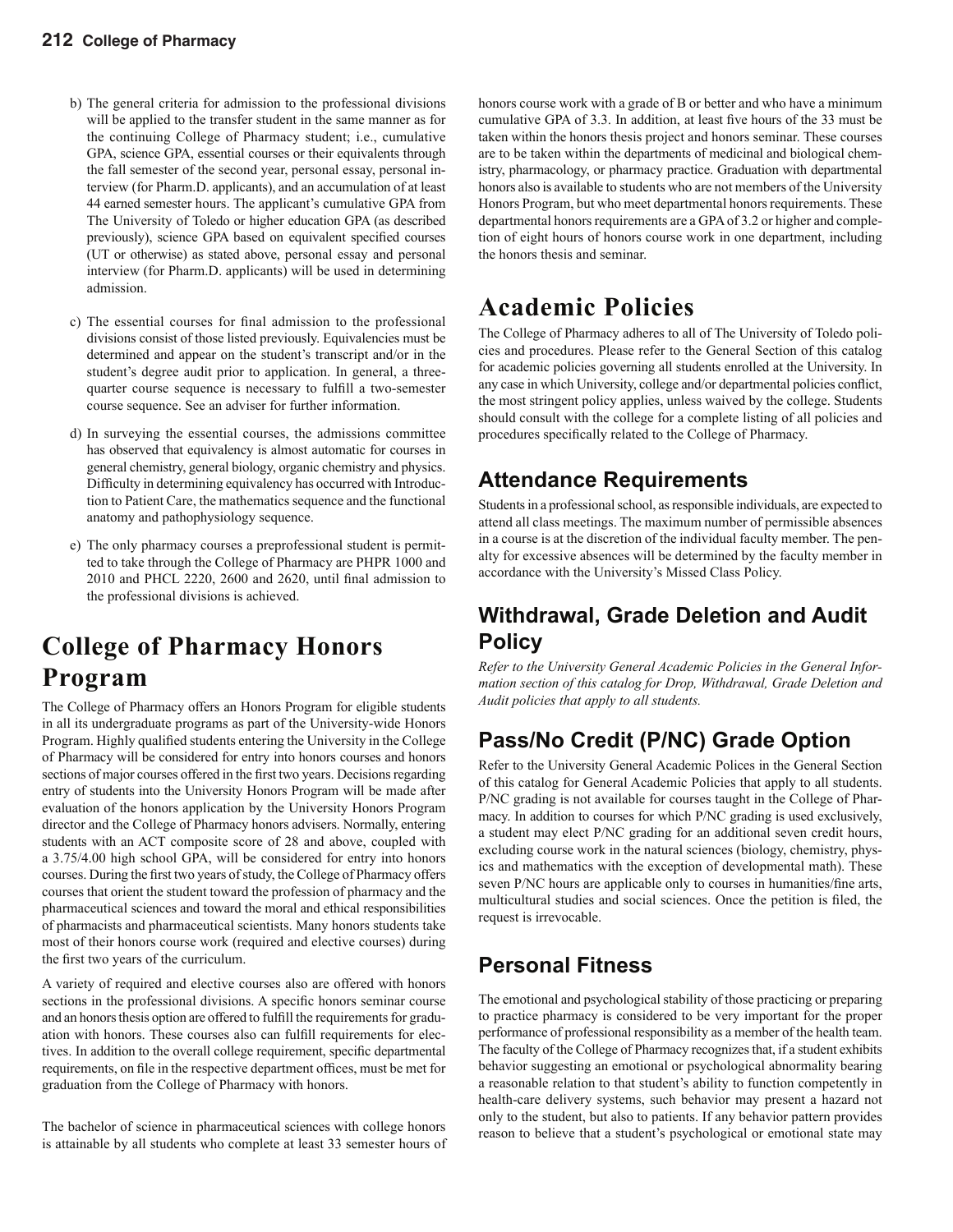b) The general criteria for admission to the professional divisions will be applied to the transfer student in the same manner as for the continuing College of Pharmacy student; i.e., cumulative GPA, science GPA, essential courses or their equivalents through the fall semester of the second year, personal essay, personal interview (for Pharm.D. applicants), and an accumulation of at least 44 earned semester hours. The applicant's cumulative GPA from The University of Toledo or higher education GPA (as described previously), science GPA based on equivalent specified courses (UT or otherwise) as stated above, personal essay and personal interview (for Pharm.D. applicants) will be used in determining admission.

c) The essential courses for final admission to the professional divisions consist of those listed previously. Equivalencies must be determined and appear on the student's transcript and/or in the student's degree audit prior to application. In general, a three-quarter course sequence is necessary to fulfill a two-semester course sequence. See an adviser for further information.

d) In surveying the essential courses, the admissions committee has observed that equivalency is almost automatic for courses in general chemistry, general biology, organic chemistry and physics. Difficulty in determining equivalency has occurred with Introduction to Patient Care, the mathematics sequence and the functional anatomy and pathophysiology sequence.

e) The only pharmacy courses a preprofessional student is permitted to take through the College of Pharmacy are PHPR 1000 and 2010 and PHCL 2220, 2600 and 2620, until final admission to the professional divisions is achieved.

# College of Pharmacy Honors Program

The College of Pharmacy offers an Honors Program for eligible students in all its undergraduate programs as part of the University-wide Honors Program. Highly qualified students entering the University in the College of Pharmacy will be considered for entry into honors courses and honors sections of major courses offered in the first two years. Decisions regarding entry of students into the University Honors Program will be made after evaluation of the honors application by the University Honors Program director and the College of Pharmacy honors advisers. Normally, entering students with an ACT composite score of 28 and above, coupled with a 3.75/4.00 high school GPA, will be considered for entry into honors courses. During the first two years of study, the College of Pharmacy offers courses that orient the student toward the profession of pharmacy and the pharmaceutical sciences and toward the moral and ethical responsibilities of pharmacists and pharmaceutical scientists. Many honors students take most of their honors course work (required and elective courses) during the first two years of the curriculum.

A variety of required and elective courses also are offered with honors sections in the professional divisions. A specific honors seminar course and an honors thesis option are offered to fulfill the requirements for graduation with honors. These courses also can fulfill requirements for electives. In addition to the overall college requirement, specific departmental requirements, on file in the respective department offices, must be met for graduation from the College of Pharmacy with honors.

The bachelor of science in pharmaceutical sciences with college honors is attainable by all students who complete at least 33 semester hours of honors course work with a grade of B or better and who have a minimum cumulative GPA of 3.3. In addition, at least five hours of the 33 must be taken within the honors thesis project and honors seminar. These courses are to be taken within the departments of medicinal and biological chemistry, pharmacology, or pharmacy practice. Graduation with departmental honors also is available to students who are not members of the University Honors Program, but who meet departmental honors requirements. These departmental honors requirements are a GPA of 3.2 or higher and completion of eight hours of honors course work in one department, including the honors thesis and seminar.

# Academic Policies

The College of Pharmacy adheres to all of The University of Toledo policies and procedures. Please refer to the General Section of this catalog for academic policies governing all students enrolled at the University. In any case in which University, college and/or departmental policies conflict, the most stringent policy applies, unless waived by the college. Students should consult with the college for a complete listing of all policies and procedures specifically related to the College of Pharmacy.

## Attendance Requirements

Students in a professional school, as responsible individuals, are expected to attend all class meetings. The maximum number of permissible absences in a course is at the discretion of the individual faculty member. The penalty for excessive absences will be determined by the faculty member in accordance with the University's Missed Class Policy.

## Withdrawal, Grade Deletion and Audit Policy

*Refer to the University General Academic Policies in the General Information section of this catalog for Drop, Withdrawal, Grade Deletion and Audit policies that apply to all students.*

## Pass/No Credit (P/NC) Grade Option

Refer to the University General Academic Polices in the General Section of this catalog for General Academic Policies that apply to all students. P/NC grading is not available for courses taught in the College of Pharmacy. In addition to courses for which P/NC grading is used exclusively, a student may elect P/NC grading for an additional seven credit hours, excluding course work in the natural sciences (biology, chemistry, physics and mathematics with the exception of developmental math). These seven P/NC hours are applicable only to courses in humanities/fine arts, multicultural studies and social sciences. Once the petition is filed, the request is irrevocable.

## Personal Fitness

The emotional and psychological stability of those practicing or preparing to practice pharmacy is considered to be very important for the proper performance of professional responsibility as a member of the health team. The faculty of the College of Pharmacy recognizes that, if a student exhibits behavior suggesting an emotional or psychological abnormality bearing a reasonable relation to that student's ability to function competently in health-care delivery systems, such behavior may present a hazard not only to the student, but also to patients. If any behavior pattern provides reason to believe that a student's psychological or emotional state may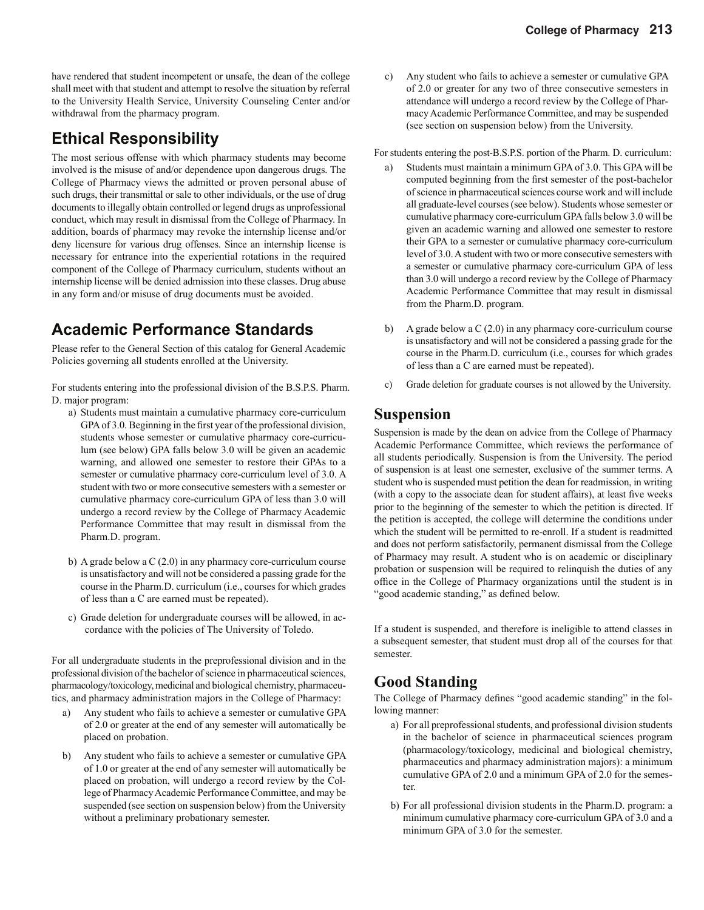have rendered that student incompetent or unsafe, the dean of the college shall meet with that student and attempt to resolve the situation by referral to the University Health Service, University Counseling Center and/or withdrawal from the pharmacy program.

## Ethical Responsibility

The most serious offense with which pharmacy students may become involved is the misuse of and/or dependence upon dangerous drugs. The College of Pharmacy views the admitted or proven personal abuse of such drugs, their transmittal or sale to other individuals, or the use of drug documents to illegally obtain controlled or legend drugs as unprofessional conduct, which may result in dismissal from the College of Pharmacy. In addition, boards of pharmacy may revoke the internship license and/or deny licensure for various drug offenses. Since an internship license is necessary for entrance into the experiential rotations in the required component of the College of Pharmacy curriculum, students without an internship license will be denied admission into these classes. Drug abuse in any form and/or misuse of drug documents must be avoided.

## Academic Performance Standards

Please refer to the General Section of this catalog for General Academic Policies governing all students enrolled at the University.

For students entering into the professional division of the B.S.P.S. Pharm. D. major program:

a) Students must maintain a cumulative pharmacy core-curriculum GPA of 3.0. Beginning in the first year of the professional division, students whose semester or cumulative pharmacy core-curriculum (see below) GPA falls below 3.0 will be given an academic warning, and allowed one semester to restore their GPAs to a semester or cumulative pharmacy core-curriculum level of 3.0. A student with two or more consecutive semesters with a semester or cumulative pharmacy core-curriculum GPA of less than 3.0 will undergo a record review by the College of Pharmacy Academic Performance Committee that may result in dismissal from the Pharm.D. program.

b) A grade below a C (2.0) in any pharmacy core-curriculum course is unsatisfactory and will not be considered a passing grade for the course in the Pharm.D. curriculum (i.e., courses for which grades of less than a C are earned must be repeated).

c) Grade deletion for undergraduate courses will be allowed, in accordance with the policies of The University of Toledo.

For all undergraduate students in the preprofessional division and in the professional division of the bachelor of science in pharmaceutical sciences, pharmacology/toxicology, medicinal and biological chemistry, pharmaceutics, and pharmacy administration majors in the College of Pharmacy:

a) Any student who fails to achieve a semester or cumulative GPA of 2.0 or greater at the end of any semester will automatically be placed on probation.

b) Any student who fails to achieve a semester or cumulative GPA of 1.0 or greater at the end of any semester will automatically be placed on probation, will undergo a record review by the College of Pharmacy Academic Performance Committee, and may be suspended (see section on suspension below) from the University without a preliminary probationary semester.

c) Any student who fails to achieve a semester or cumulative GPA of 2.0 or greater for any two of three consecutive semesters in attendance will undergo a record review by the College of Pharmacy Academic Performance Committee, and may be suspended (see section on suspension below) from the University.

For students entering the post-B.S.P.S. portion of the Pharm. D. curriculum:

a) Students must maintain a minimum GPA of 3.0. This GPA will be computed beginning from the first semester of the post-bachelor of science in pharmaceutical sciences course work and will include all graduate-level courses (see below). Students whose semester or cumulative pharmacy core-curriculum GPA falls below 3.0 will be given an academic warning and allowed one semester to restore their GPA to a semester or cumulative pharmacy core-curriculum level of 3.0. A student with two or more consecutive semesters with a semester or cumulative pharmacy core-curriculum GPA of less than 3.0 will undergo a record review by the College of Pharmacy Academic Performance Committee that may result in dismissal from the Pharm.D. program.

b) A grade below a C (2.0) in any pharmacy core-curriculum course is unsatisfactory and will not be considered a passing grade for the course in the Pharm.D. curriculum (i.e., courses for which grades of less than a C are earned must be repeated).

c) Grade deletion for graduate courses is not allowed by the University.

## Suspension

Suspension is made by the dean on advice from the College of Pharmacy Academic Performance Committee, which reviews the performance of all students periodically. Suspension is from the University. The period of suspension is at least one semester, exclusive of the summer terms. A student who is suspended must petition the dean for readmission, in writing (with a copy to the associate dean for student affairs), at least five weeks prior to the beginning of the semester to which the petition is directed. If the petition is accepted, the college will determine the conditions under which the student will be permitted to re-enroll. If a student is readmitted and does not perform satisfactorily, permanent dismissal from the College of Pharmacy may result. A student who is on academic or disciplinary probation or suspension will be required to relinquish the duties of any office in the College of Pharmacy organizations until the student is in "good academic standing," as defined below.

If a student is suspended, and therefore is ineligible to attend classes in a subsequent semester, that student must drop all of the courses for that semester.

## Good Standing

The College of Pharmacy defines "good academic standing" in the following manner:

a) For all preprofessional students, and professional division students in the bachelor of science in pharmaceutical sciences program (pharmacology/toxicology, medicinal and biological chemistry, pharmaceutics and pharmacy administration majors): a minimum cumulative GPA of 2.0 and a minimum GPA of 2.0 for the semester.

b) For all professional division students in the Pharm.D. program: a minimum cumulative pharmacy core-curriculum GPA of 3.0 and a minimum GPA of 3.0 for the semester.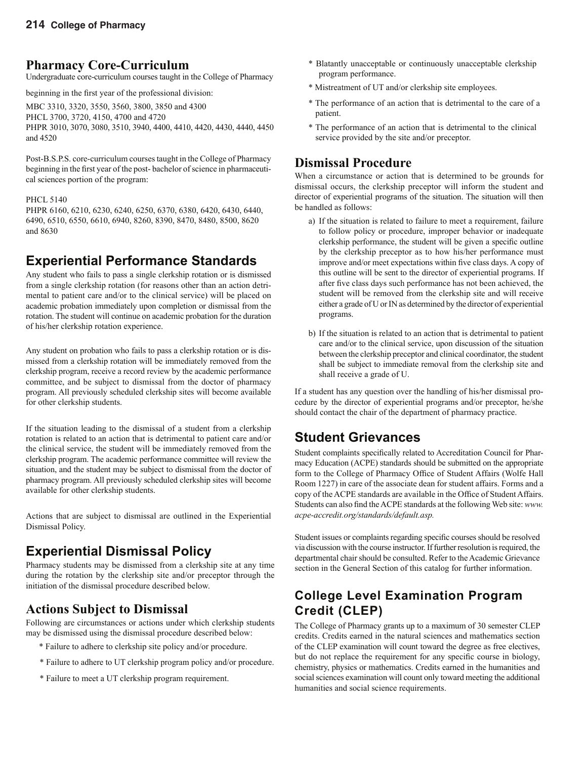## Pharmacy Core-Curriculum

Undergraduate core-curriculum courses taught in the College of Pharmacy beginning in the first year of the professional division:

MBC 3310, 3320, 3550, 3560, 3800, 3850 and 4300
PHCL 3700, 3720, 4150, 4700 and 4720
PHPR 3010, 3070, 3080, 3510, 3940, 4400, 4410, 4420, 4430, 4440, 4450 and 4520

Post-B.S.P.S. core-curriculum courses taught in the College of Pharmacy beginning in the first year of the post- bachelor of science in pharmaceutical sciences portion of the program:

PHCL 5140
PHPR 6160, 6210, 6230, 6240, 6250, 6370, 6380, 6420, 6430, 6440, 6490, 6510, 6550, 6610, 6940, 8260, 8390, 8470, 8480, 8500, 8620 and 8630

## Experiential Performance Standards

Any student who fails to pass a single clerkship rotation or is dismissed from a single clerkship rotation (for reasons other than an action detrimental to patient care and/or to the clinical service) will be placed on academic probation immediately upon completion or dismissal from the rotation. The student will continue on academic probation for the duration of his/her clerkship rotation experience.

Any student on probation who fails to pass a clerkship rotation or is dismissed from a clerkship rotation will be immediately removed from the clerkship program, receive a record review by the academic performance committee, and be subject to dismissal from the doctor of pharmacy program. All previously scheduled clerkship sites will become available for other clerkship students.

If the situation leading to the dismissal of a student from a clerkship rotation is related to an action that is detrimental to patient care and/or the clinical service, the student will be immediately removed from the clerkship program. The academic performance committee will review the situation, and the student may be subject to dismissal from the doctor of pharmacy program. All previously scheduled clerkship sites will become available for other clerkship students.

Actions that are subject to dismissal are outlined in the Experiential Dismissal Policy.

## Experiential Dismissal Policy

Pharmacy students may be dismissed from a clerkship site at any time during the rotation by the clerkship site and/or preceptor through the initiation of the dismissal procedure described below.

### Actions Subject to Dismissal

Following are circumstances or actions under which clerkship students may be dismissed using the dismissal procedure described below:

* Failure to adhere to clerkship site policy and/or procedure.
* Failure to adhere to UT clerkship program policy and/or procedure.
* Failure to meet a UT clerkship program requirement.
* Blatantly unacceptable or continuously unacceptable clerkship program performance.
* Mistreatment of UT and/or clerkship site employees.
* The performance of an action that is detrimental to the care of a patient.
* The performance of an action that is detrimental to the clinical service provided by the site and/or preceptor.

### Dismissal Procedure

When a circumstance or action that is determined to be grounds for dismissal occurs, the clerkship preceptor will inform the student and director of experiential programs of the situation. The situation will then be handled as follows:

a) If the situation is related to failure to meet a requirement, failure to follow policy or procedure, improper behavior or inadequate clerkship performance, the student will be given a specific outline by the clerkship preceptor as to how his/her performance must improve and/or meet expectations within five class days. A copy of this outline will be sent to the director of experiential programs. If after five class days such performance has not been achieved, the student will be removed from the clerkship site and will receive either a grade of U or IN as determined by the director of experiential programs.

b) If the situation is related to an action that is detrimental to patient care and/or to the clinical service, upon discussion of the situation between the clerkship preceptor and clinical coordinator, the student shall be subject to immediate removal from the clerkship site and shall receive a grade of U.

If a student has any question over the handling of his/her dismissal procedure by the director of experiential programs and/or preceptor, he/she should contact the chair of the department of pharmacy practice.

## Student Grievances

Student complaints specifically related to Accreditation Council for Pharmacy Education (ACPE) standards should be submitted on the appropriate form to the College of Pharmacy Office of Student Affairs (Wolfe Hall Room 1227) in care of the associate dean for student affairs. Forms and a copy of the ACPE standards are available in the Office of Student Affairs. Students can also find the ACPE standards at the following Web site: *www.acpe-accredit.org/standards/default.asp.*

Student issues or complaints regarding specific courses should be resolved via discussion with the course instructor. If further resolution is required, the departmental chair should be consulted. Refer to the Academic Grievance section in the General Section of this catalog for further information.

## College Level Examination Program Credit (CLEP)

The College of Pharmacy grants up to a maximum of 30 semester CLEP credits. Credits earned in the natural sciences and mathematics section of the CLEP examination will count toward the degree as free electives, but do not replace the requirement for any specific course in biology, chemistry, physics or mathematics. Credits earned in the humanities and social sciences examination will count only toward meeting the additional humanities and social science requirements.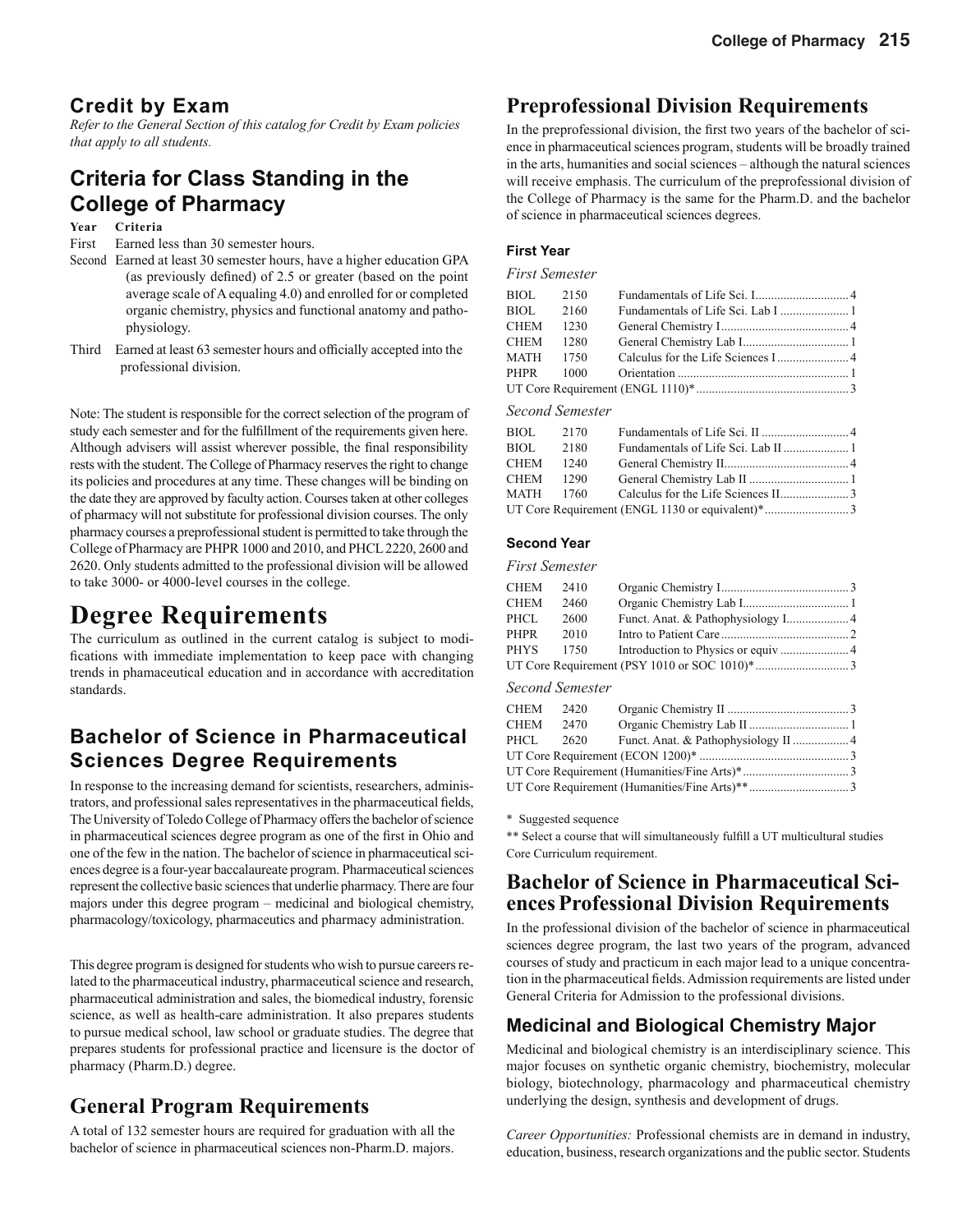## Credit by Exam

*Refer to the General Section of this catalog for Credit by Exam policies that apply to all students.*

## Criteria for Class Standing in the College of Pharmacy

| Year | Criteria |
|---|---|
| First | Earned less than 30 semester hours. |
| Second | Earned at least 30 semester hours, have a higher education GPA (as previously defined) of 2.5 or greater (based on the point average scale of A equaling 4.0) and enrolled for or completed organic chemistry, physics and functional anatomy and pathophysiology. |
| Third | Earned at least 63 semester hours and officially accepted into the professional division. |

Note: The student is responsible for the correct selection of the program of study each semester and for the fulfillment of the requirements given here. Although advisers will assist wherever possible, the final responsibility rests with the student. The College of Pharmacy reserves the right to change its policies and procedures at any time. These changes will be binding on the date they are approved by faculty action. Courses taken at other colleges of pharmacy will not substitute for professional division courses. The only pharmacy courses a preprofessional student is permitted to take through the College of Pharmacy are PHPR 1000 and 2010, and PHCL 2220, 2600 and 2620. Only students admitted to the professional division will be allowed to take 3000- or 4000-level courses in the college.

# Degree Requirements

The curriculum as outlined in the current catalog is subject to modifications with immediate implementation to keep pace with changing trends in phamaceutical education and in accordance with accreditation standards.

## Bachelor of Science in Pharmaceutical Sciences Degree Requirements

In response to the increasing demand for scientists, researchers, administrators, and professional sales representatives in the pharmaceutical fields, The University of Toledo College of Pharmacy offers the bachelor of science in pharmaceutical sciences degree program as one of the first in Ohio and one of the few in the nation. The bachelor of science in pharmaceutical sciences degree is a four-year baccalaureate program. Pharmaceutical sciences represent the collective basic sciences that underlie pharmacy. There are four majors under this degree program – medicinal and biological chemistry, pharmacology/toxicology, pharmaceutics and pharmacy administration.

This degree program is designed for students who wish to pursue careers related to the pharmaceutical industry, pharmaceutical science and research, pharmaceutical administration and sales, the biomedical industry, forensic science, as well as health-care administration. It also prepares students to pursue medical school, law school or graduate studies. The degree that prepares students for professional practice and licensure is the doctor of pharmacy (Pharm.D.) degree.

## General Program Requirements

A total of 132 semester hours are required for graduation with all the bachelor of science in pharmaceutical sciences non-Pharm.D. majors.

## Preprofessional Division Requirements

In the preprofessional division, the first two years of the bachelor of science in pharmaceutical sciences program, students will be broadly trained in the arts, humanities and social sciences – although the natural sciences will receive emphasis. The curriculum of the preprofessional division of the College of Pharmacy is the same for the Pharm.D. and the bachelor of science in pharmaceutical sciences degrees.

### First Year

*First Semester*

| | | | |
|---|---|---|---|
| BIOL | 2150 | Fundamentals of Life Sci. I | 4 |
| BIOL | 2160 | Fundamentals of Life Sci. Lab I | 1 |
| CHEM | 1230 | General Chemistry I | 4 |
| CHEM | 1280 | General Chemistry Lab I | 1 |
| MATH | 1750 | Calculus for the Life Sciences I | 4 |
| PHPR | 1000 | Orientation | 1 |
| UT Core Requirement (ENGL 1110)* | | | 3 |

*Second Semester*

| | | | |
|---|---|---|---|
| BIOL | 2170 | Fundamentals of Life Sci. II | 4 |
| BIOL | 2180 | Fundamentals of Life Sci. Lab II | 1 |
| CHEM | 1240 | General Chemistry II | 4 |
| CHEM | 1290 | General Chemistry Lab II | 1 |
| MATH | 1760 | Calculus for the Life Sciences II | 3 |
| UT Core Requirement (ENGL 1130 or equivalent)* | | | 3 |

### Second Year

*First Semester*

| | | | |
|---|---|---|---|
| CHEM | 2410 | Organic Chemistry I | 3 |
| CHEM | 2460 | Organic Chemistry Lab I | 1 |
| PHCL | 2600 | Funct. Anat. & Pathophysiology I | 4 |
| PHPR | 2010 | Intro to Patient Care | 2 |
| PHYS | 1750 | Introduction to Physics or equiv | 4 |
| UT Core Requirement (PSY 1010 or SOC 1010)* | | | 3 |

*Second Semester*

| | | | |
|---|---|---|---|
| CHEM | 2420 | Organic Chemistry II | 3 |
| CHEM | 2470 | Organic Chemistry Lab II | 1 |
| PHCL | 2620 | Funct. Anat. & Pathophysiology II | 4 |
| UT Core Requirement (ECON 1200)* | | | 3 |
| UT Core Requirement (Humanities/Fine Arts)* | | | 3 |
| UT Core Requirement (Humanities/Fine Arts)** | | | 3 |

\* Suggested sequence

** Select a course that will simultaneously fulfill a UT multicultural studies Core Curriculum requirement.

## Bachelor of Science in Pharmaceutical Sciences Professional Division Requirements

In the professional division of the bachelor of science in pharmaceutical sciences degree program, the last two years of the program, advanced courses of study and practicum in each major lead to a unique concentration in the pharmaceutical fields. Admission requirements are listed under General Criteria for Admission to the professional divisions.

### Medicinal and Biological Chemistry Major

Medicinal and biological chemistry is an interdisciplinary science. This major focuses on synthetic organic chemistry, biochemistry, molecular biology, biotechnology, pharmacology and pharmaceutical chemistry underlying the design, synthesis and development of drugs.

*Career Opportunities:* Professional chemists are in demand in industry, education, business, research organizations and the public sector. Students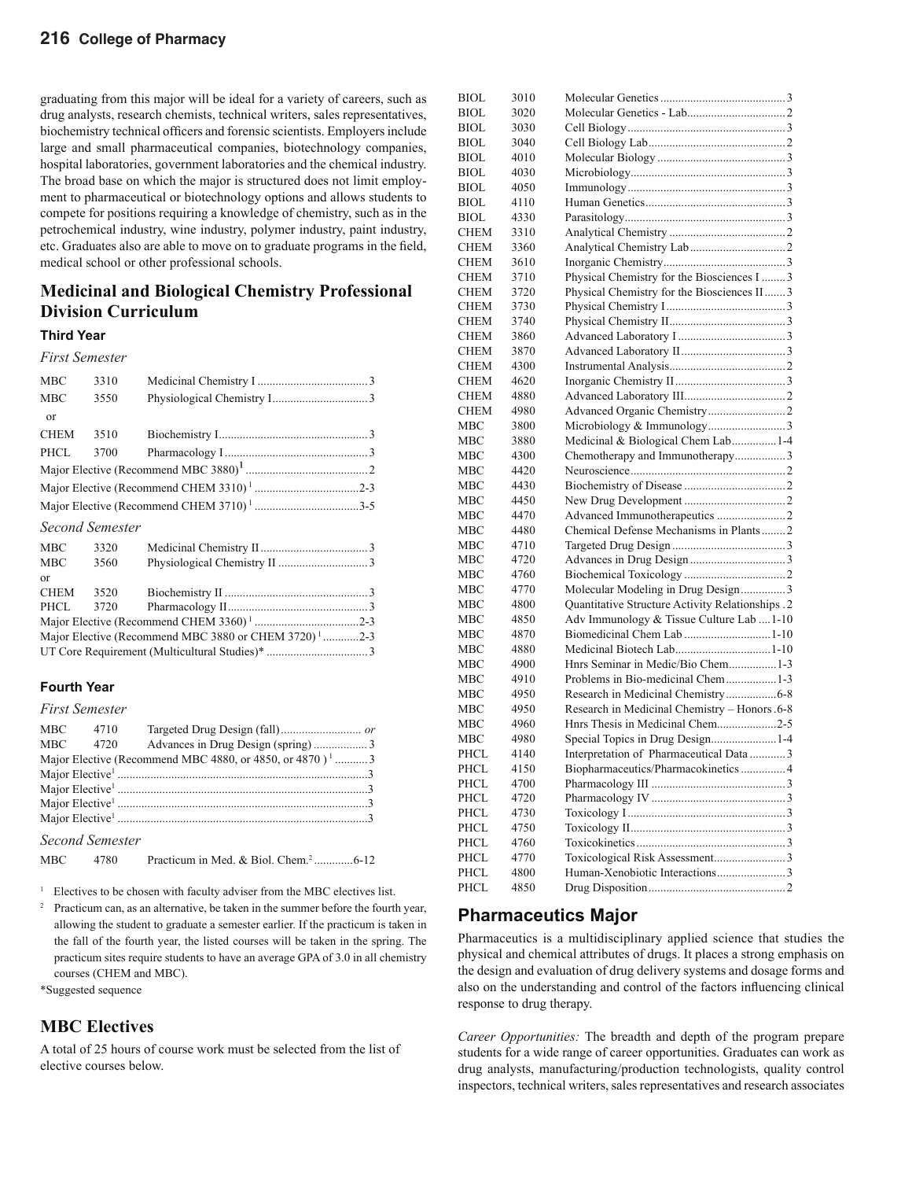graduating from this major will be ideal for a variety of careers, such as drug analysts, research chemists, technical writers, sales representatives, biochemistry technical officers and forensic scientists. Employers include large and small pharmaceutical companies, biotechnology companies, hospital laboratories, government laboratories and the chemical industry. The broad base on which the major is structured does not limit employment to pharmaceutical or biotechnology options and allows students to compete for positions requiring a knowledge of chemistry, such as in the petrochemical industry, wine industry, polymer industry, paint industry, etc. Graduates also are able to move on to graduate programs in the field, medical school or other professional schools.

## Medicinal and Biological Chemistry Professional Division Curriculum

### Third Year

*First Semester*

| | | | |
|---|---|---|---|
| MBC | 3310 | Medicinal Chemistry I | 3 |
| MBC | 3550 | Physiological Chemistry I | 3 |
| or | | | |
| CHEM | 3510 | Biochemistry I | 3 |
| PHCL | 3700 | Pharmacology I | 3 |
| Major Elective (Recommend MBC 3880)[1] | | | 2 |
| Major Elective (Recommend CHEM 3310)[1] | | | 2-3 |
| Major Elective (Recommend CHEM 3710)[1] | | | 3-5 |

*Second Semester*

| | | | |
|---|---|---|---|
| MBC | 3320 | Medicinal Chemistry II | 3 |
| MBC | 3560 | Physiological Chemistry II | 3 |
| or | | | |
| CHEM | 3520 | Biochemistry II | 3 |
| PHCL | 3720 | Pharmacology II | 3 |
| Major Elective (Recommend CHEM 3360)[1] | | | 2-3 |
| Major Elective (Recommend MBC 3880 or CHEM 3720)[1] | | | 2-3 |
| UT Core Requirement (Multicultural Studies)* | | | 3 |

### Fourth Year

*First Semester*

| | | | |
|---|---|---|---|
| MBC | 4710 | Targeted Drug Design (fall) | *or* |
| MBC | 4720 | Advances in Drug Design (spring) | 3 |
| Major Elective (Recommend MBC 4880, or 4850, or 4870)[1] | | | 3 |
| Major Elective[1] | | | 3 |
| Major Elective[1] | | | 3 |
| Major Elective[1] | | | 3 |
| Major Elective[1] | | | 3 |

*Second Semester*

| | | | |
|---|---|---|---|
| MBC | 4780 | Practicum in Med. & Biol. Chem.[2] | 6-12 |

[1] Electives to be chosen with faculty adviser from the MBC electives list.

[2] Practicum can, as an alternative, be taken in the summer before the fourth year, allowing the student to graduate a semester earlier. If the practicum is taken in the fall of the fourth year, the listed courses will be taken in the spring. The practicum sites require students to have an average GPA of 3.0 in all chemistry courses (CHEM and MBC).

*Suggested sequence

## MBC Electives

A total of 25 hours of course work must be selected from the list of elective courses below.

| | | | |
|---|---|---|---|
| BIOL | 3010 | Molecular Genetics | 3 |
| BIOL | 3020 | Molecular Genetics - Lab | 2 |
| BIOL | 3030 | Cell Biology | 3 |
| BIOL | 3040 | Cell Biology Lab | 2 |
| BIOL | 4010 | Molecular Biology | 3 |
| BIOL | 4030 | Microbiology | 3 |
| BIOL | 4050 | Immunology | 3 |
| BIOL | 4110 | Human Genetics | 3 |
| BIOL | 4330 | Parasitology | 3 |
| CHEM | 3310 | Analytical Chemistry | 2 |
| CHEM | 3360 | Analytical Chemistry Lab | 2 |
| CHEM | 3610 | Inorganic Chemistry | 3 |
| CHEM | 3710 | Physical Chemistry for the Biosciences I | 3 |
| CHEM | 3720 | Physical Chemistry for the Biosciences II | 3 |
| CHEM | 3730 | Physical Chemistry I | 3 |
| CHEM | 3740 | Physical Chemistry II | 3 |
| CHEM | 3860 | Advanced Laboratory I | 3 |
| CHEM | 3870 | Advanced Laboratory II | 3 |
| CHEM | 4300 | Instrumental Analysis | 2 |
| CHEM | 4620 | Inorganic Chemistry II | 3 |
| CHEM | 4880 | Advanced Laboratory III | 2 |
| CHEM | 4980 | Advanced Organic Chemistry | 2 |
| MBC | 3800 | Microbiology & Immunology | 3 |
| MBC | 3880 | Medicinal & Biological Chem Lab | 1-4 |
| MBC | 4300 | Chemotherapy and Immunotherapy | 3 |
| MBC | 4420 | Neuroscience | 2 |
| MBC | 4430 | Biochemistry of Disease | 2 |
| MBC | 4450 | New Drug Development | 2 |
| MBC | 4470 | Advanced Immunotherapeutics | 2 |
| MBC | 4480 | Chemical Defense Mechanisms in Plants | 2 |
| MBC | 4710 | Targeted Drug Design | 3 |
| MBC | 4720 | Advances in Drug Design | 3 |
| MBC | 4760 | Biochemical Toxicology | 2 |
| MBC | 4770 | Molecular Modeling in Drug Design | 3 |
| MBC | 4800 | Quantitative Structure Activity Relationships | 2 |
| MBC | 4850 | Adv Immunology & Tissue Culture Lab | 1-10 |
| MBC | 4870 | Biomedicinal Chem Lab | 1-10 |
| MBC | 4880 | Medicinal Biotech Lab | 1-10 |
| MBC | 4900 | Hnrs Seminar in Medic/Bio Chem | 1-3 |
| MBC | 4910 | Problems in Bio-medicinal Chem | 1-3 |
| MBC | 4950 | Research in Medicinal Chemistry | 6-8 |
| MBC | 4950 | Research in Medicinal Chemistry – Honors | 6-8 |
| MBC | 4960 | Hnrs Thesis in Medicinal Chem | 2-5 |
| MBC | 4980 | Special Topics in Drug Design | 1-4 |
| PHCL | 4140 | Interpretation of Pharmaceutical Data | 3 |
| PHCL | 4150 | Biopharmaceutics/Pharmacokinetics | 4 |
| PHCL | 4700 | Pharmacology III | 3 |
| PHCL | 4720 | Pharmacology IV | 3 |
| PHCL | 4730 | Toxicology I | 3 |
| PHCL | 4750 | Toxicology II | 3 |
| PHCL | 4760 | Toxicokinetics | 3 |
| PHCL | 4770 | Toxicological Risk Assessment | 3 |
| PHCL | 4800 | Human-Xenobiotic Interactions | 3 |
| PHCL | 4850 | Drug Disposition | 2 |

## Pharmaceutics Major

Pharmaceutics is a multidisciplinary applied science that studies the physical and chemical attributes of drugs. It places a strong emphasis on the design and evaluation of drug delivery systems and dosage forms and also on the understanding and control of the factors influencing clinical response to drug therapy.

*Career Opportunities:* The breadth and depth of the program prepare students for a wide range of career opportunities. Graduates can work as drug analysts, manufacturing/production technologists, quality control inspectors, technical writers, sales representatives and research associates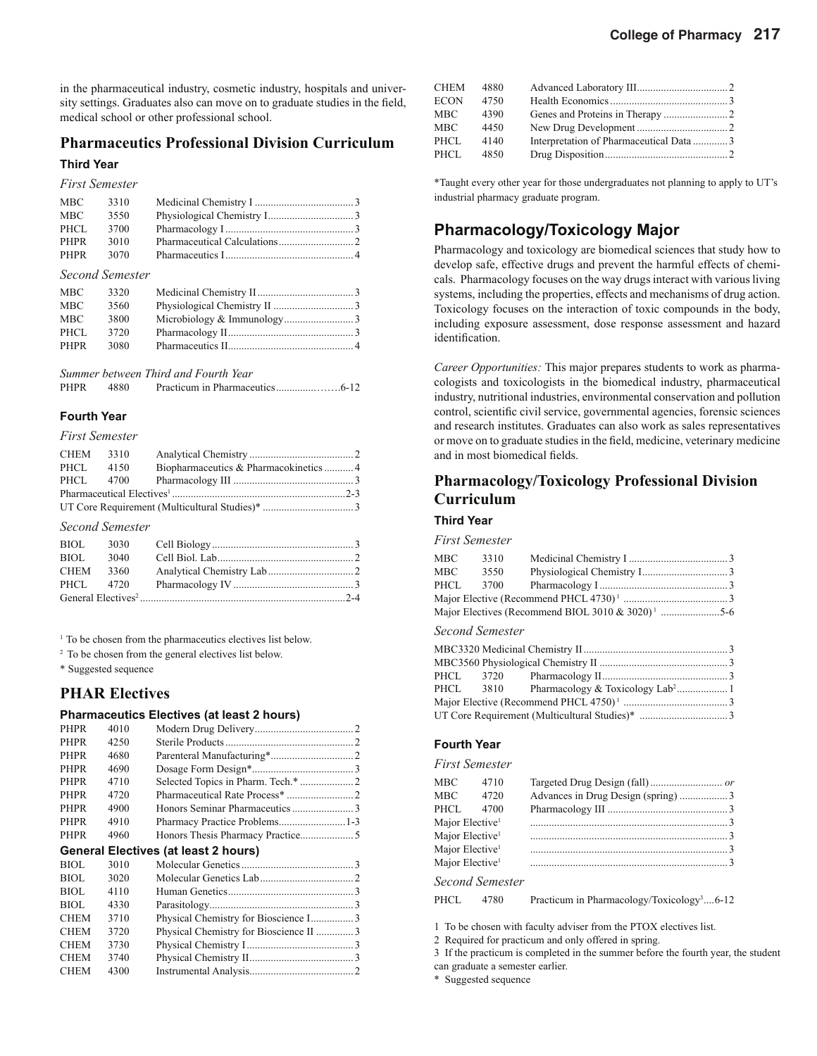in the pharmaceutical industry, cosmetic industry, hospitals and university settings. Graduates also can move on to graduate studies in the field, medical school or other professional school.

## Pharmaceutics Professional Division Curriculum

### Third Year

*First Semester*

| | | | |
|---|---|---|---|
| MBC | 3310 | Medicinal Chemistry I | 3 |
| MBC | 3550 | Physiological Chemistry I | 3 |
| PHCL | 3700 | Pharmacology I | 3 |
| PHPR | 3010 | Pharmaceutical Calculations | 2 |
| PHPR | 3070 | Pharmaceutics I | 4 |

*Second Semester*

| | | | |
|---|---|---|---|
| MBC | 3320 | Medicinal Chemistry II | 3 |
| MBC | 3560 | Physiological Chemistry II | 3 |
| MBC | 3800 | Microbiology & Immunology | 3 |
| PHCL | 3720 | Pharmacology II | 3 |
| PHPR | 3080 | Pharmaceutics II | 4 |

*Summer between Third and Fourth Year*

| | | | |
|---|---|---|---|
| PHPR | 4880 | Practicum in Pharmaceutics | 6-12 |

### Fourth Year

*First Semester*

| | | | |
|---|---|---|---|
| CHEM | 3310 | Analytical Chemistry | 2 |
| PHCL | 4150 | Biopharmaceutics & Pharmacokinetics | 4 |
| PHCL | 4700 | Pharmacology III | 3 |
| Pharmaceutical Electives[1] | | | 2-3 |
| UT Core Requirement (Multicultural Studies)* | | | 3 |

*Second Semester*

| | | | |
|---|---|---|---|
| BIOL | 3030 | Cell Biology | 3 |
| BIOL | 3040 | Cell Biol. Lab | 2 |
| CHEM | 3360 | Analytical Chemistry Lab | 2 |
| PHCL | 4720 | Pharmacology IV | 3 |
| General Electives[2] | | | 2-4 |

[1] To be chosen from the pharmaceutics electives list below.
[2] To be chosen from the general electives list below.
* Suggested sequence

## PHAR Electives

### Pharmaceutics Electives (at least 2 hours)

| | | | |
|---|---|---|---|
| PHPR | 4010 | Modern Drug Delivery | 2 |
| PHPR | 4250 | Sterile Products | 2 |
| PHPR | 4680 | Parenteral Manufacturing* | 2 |
| PHPR | 4690 | Dosage Form Design* | 3 |
| PHPR | 4710 | Selected Topics in Pharm. Tech.* | 2 |
| PHPR | 4720 | Pharmaceutical Rate Process* | 2 |
| PHPR | 4900 | Honors Seminar Pharmaceutics | 3 |
| PHPR | 4910 | Pharmacy Practice Problems | 1-3 |
| PHPR | 4960 | Honors Thesis Pharmacy Practice | 5 |

### General Electives (at least 2 hours)

| | | | |
|---|---|---|---|
| BIOL | 3010 | Molecular Genetics | 3 |
| BIOL | 3020 | Molecular Genetics Lab | 2 |
| BIOL | 4110 | Human Genetics | 3 |
| BIOL | 4330 | Parasitology | 3 |
| CHEM | 3710 | Physical Chemistry for Bioscience I | 3 |
| CHEM | 3720 | Physical Chemistry for Bioscience II | 3 |
| CHEM | 3730 | Physical Chemistry I | 3 |
| CHEM | 3740 | Physical Chemistry II | 3 |
| CHEM | 4300 | Instrumental Analysis | 2 |
| CHEM | 4880 | Advanced Laboratory III | 2 |
| ECON | 4750 | Health Economics | 3 |
| MBC | 4390 | Genes and Proteins in Therapy | 2 |
| MBC | 4450 | New Drug Development | 2 |
| PHCL | 4140 | Interpretation of Pharmaceutical Data | 3 |
| PHCL | 4850 | Drug Disposition | 2 |

*Taught every other year for those undergraduates not planning to apply to UT's industrial pharmacy graduate program.

## Pharmacology/Toxicology Major

Pharmacology and toxicology are biomedical sciences that study how to develop safe, effective drugs and prevent the harmful effects of chemicals. Pharmacology focuses on the way drugs interact with various living systems, including the properties, effects and mechanisms of drug action. Toxicology focuses on the interaction of toxic compounds in the body, including exposure assessment, dose response assessment and hazard identification.

*Career Opportunities:* This major prepares students to work as pharmacologists and toxicologists in the biomedical industry, pharmaceutical industry, nutritional industries, environmental conservation and pollution control, scientific civil service, governmental agencies, forensic sciences and research institutes. Graduates can also work as sales representatives or move on to graduate studies in the field, medicine, veterinary medicine and in most biomedical fields.

## Pharmacology/Toxicology Professional Division Curriculum

### Third Year

*First Semester*

| | | | |
|---|---|---|---|
| MBC | 3310 | Medicinal Chemistry I | 3 |
| MBC | 3550 | Physiological Chemistry I | 3 |
| PHCL | 3700 | Pharmacology I | 3 |
| Major Elective (Recommend PHCL 4730)[1] | | | 3 |
| Major Electives (Recommend BIOL 3010 & 3020)[1] | | | 5-6 |

*Second Semester*

| | | | |
|---|---|---|---|
| MBC3320 Medicinal Chemistry II | | | 3 |
| MBC3560 Physiological Chemistry II | | | 3 |
| PHCL | 3720 | Pharmacology II | 3 |
| PHCL | 3810 | Pharmacology & Toxicology Lab[2] | 1 |
| Major Elective (Recommend PHCL 4750)[1] | | | 3 |
| UT Core Requirement (Multicultural Studies)* | | | 3 |

### Fourth Year

*First Semester*

| | | | |
|---|---|---|---|
| MBC | 4710 | Targeted Drug Design (fall) | *or* |
| MBC | 4720 | Advances in Drug Design (spring) | 3 |
| PHCL | 4700 | Pharmacology III | 3 |
| Major Elective[1] | | | 3 |
| Major Elective[1] | | | 3 |
| Major Elective[1] | | | 3 |
| Major Elective[1] | | | 3 |

*Second Semester*

| | | | |
|---|---|---|---|
| PHCL | 4780 | Practicum in Pharmacology/Toxicology[3] | 6-12 |

1 To be chosen with faculty adviser from the PTOX electives list.
2 Required for practicum and only offered in spring.
3 If the practicum is completed in the summer before the fourth year, the student can graduate a semester earlier.
* Suggested sequence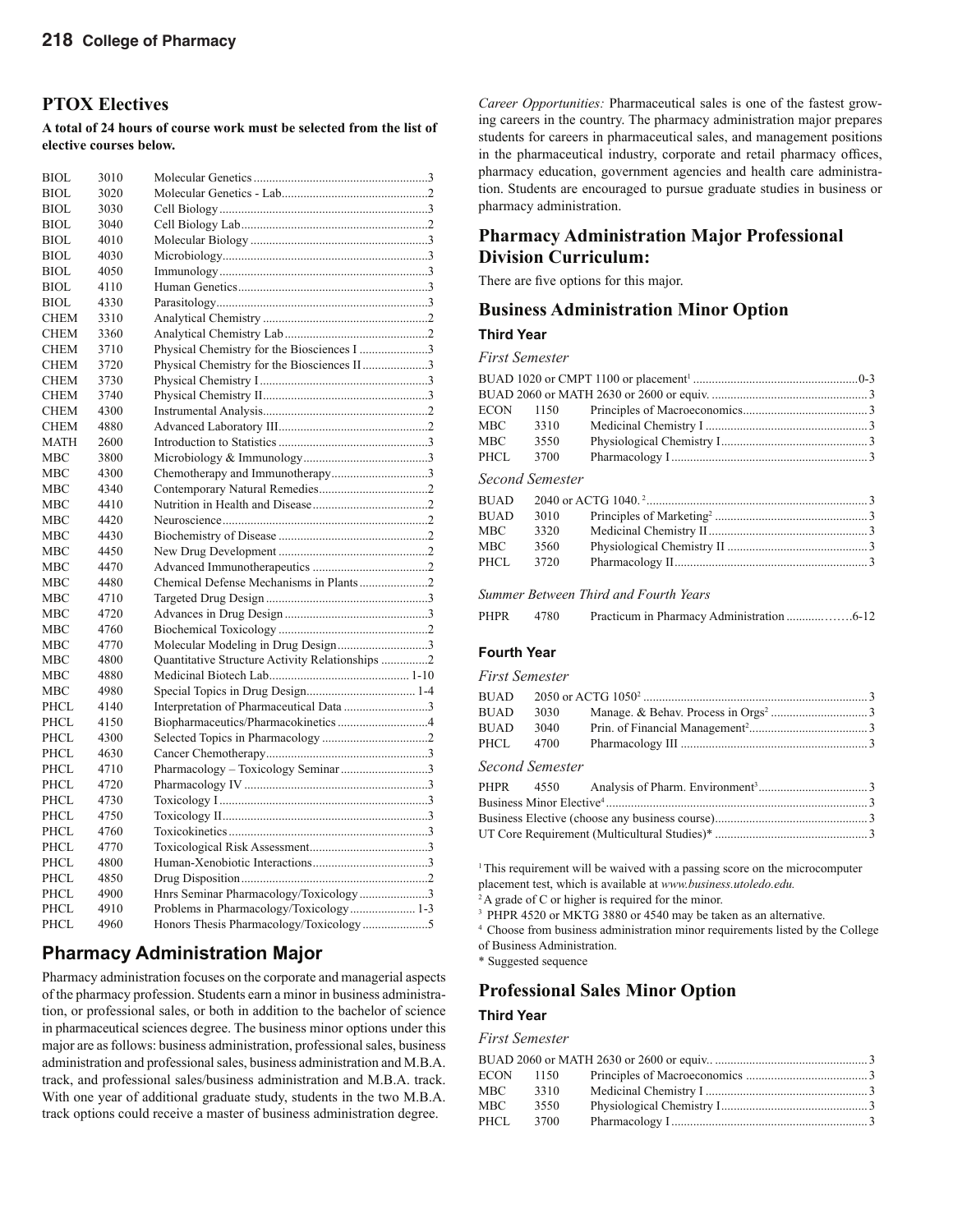## PTOX Electives

**A total of 24 hours of course work must be selected from the list of elective courses below.**

| | | | |
|---|---|---|---|
| BIOL | 3010 | Molecular Genetics | 3 |
| BIOL | 3020 | Molecular Genetics - Lab | 2 |
| BIOL | 3030 | Cell Biology | 3 |
| BIOL | 3040 | Cell Biology Lab | 2 |
| BIOL | 4010 | Molecular Biology | 3 |
| BIOL | 4030 | Microbiology | 3 |
| BIOL | 4050 | Immunology | 3 |
| BIOL | 4110 | Human Genetics | 3 |
| BIOL | 4330 | Parasitology | 3 |
| CHEM | 3310 | Analytical Chemistry | 2 |
| CHEM | 3360 | Analytical Chemistry Lab | 2 |
| CHEM | 3710 | Physical Chemistry for the Biosciences I | 3 |
| CHEM | 3720 | Physical Chemistry for the Biosciences II | 3 |
| CHEM | 3730 | Physical Chemistry I | 3 |
| CHEM | 3740 | Physical Chemistry II | 3 |
| CHEM | 4300 | Instrumental Analysis | 2 |
| CHEM | 4880 | Advanced Laboratory III | 2 |
| MATH | 2600 | Introduction to Statistics | 3 |
| MBC | 3800 | Microbiology & Immunology | 3 |
| MBC | 4300 | Chemotherapy and Immunotherapy | 3 |
| MBC | 4340 | Contemporary Natural Remedies | 2 |
| MBC | 4410 | Nutrition in Health and Disease | 2 |
| MBC | 4420 | Neuroscience | 2 |
| MBC | 4430 | Biochemistry of Disease | 2 |
| MBC | 4450 | New Drug Development | 2 |
| MBC | 4470 | Advanced Immunotherapeutics | 2 |
| MBC | 4480 | Chemical Defense Mechanisms in Plants | 2 |
| MBC | 4710 | Targeted Drug Design | 3 |
| MBC | 4720 | Advances in Drug Design | 3 |
| MBC | 4760 | Biochemical Toxicology | 2 |
| MBC | 4770 | Molecular Modeling in Drug Design | 3 |
| MBC | 4800 | Quantitative Structure Activity Relationships | 2 |
| MBC | 4880 | Medicinal Biotech Lab | 1-10 |
| MBC | 4980 | Special Topics in Drug Design | 1-4 |
| PHCL | 4140 | Interpretation of Pharmaceutical Data | 3 |
| PHCL | 4150 | Biopharmaceutics/Pharmacokinetics | 4 |
| PHCL | 4300 | Selected Topics in Pharmacology | 2 |
| PHCL | 4630 | Cancer Chemotherapy | 3 |
| PHCL | 4710 | Pharmacology – Toxicology Seminar | 3 |
| PHCL | 4720 | Pharmacology IV | 3 |
| PHCL | 4730 | Toxicology I | 3 |
| PHCL | 4750 | Toxicology II | 3 |
| PHCL | 4760 | Toxicokinetics | 3 |
| PHCL | 4770 | Toxicological Risk Assessment | 3 |
| PHCL | 4800 | Human-Xenobiotic Interactions | 3 |
| PHCL | 4850 | Drug Disposition | 2 |
| PHCL | 4900 | Hnrs Seminar Pharmacology/Toxicology | 3 |
| PHCL | 4910 | Problems in Pharmacology/Toxicology | 1-3 |
| PHCL | 4960 | Honors Thesis Pharmacology/Toxicology | 5 |

## Pharmacy Administration Major

Pharmacy administration focuses on the corporate and managerial aspects of the pharmacy profession. Students earn a minor in business administration, or professional sales, or both in addition to the bachelor of science in pharmaceutical sciences degree. The business minor options under this major are as follows: business administration, professional sales, business administration and professional sales, business administration and M.B.A. track, and professional sales/business administration and M.B.A. track. With one year of additional graduate study, students in the two M.B.A. track options could receive a master of business administration degree.

*Career Opportunities:* Pharmaceutical sales is one of the fastest growing careers in the country. The pharmacy administration major prepares students for careers in pharmaceutical sales, and management positions in the pharmaceutical industry, corporate and retail pharmacy offices, pharmacy education, government agencies and health care administration. Students are encouraged to pursue graduate studies in business or pharmacy administration.

## Pharmacy Administration Major Professional Division Curriculum:

There are five options for this major.

## Business Administration Minor Option

### Third Year

*First Semester*

| | | | |
|---|---|---|---|
| BUAD 1020 or CMPT 1100 or placement[1] | | | 0-3 |
| BUAD 2060 or MATH 2630 or 2600 or equiv. | | | 3 |
| ECON | 1150 | Principles of Macroeconomics | 3 |
| MBC | 3310 | Medicinal Chemistry I | 3 |
| MBC | 3550 | Physiological Chemistry I | 3 |
| PHCL | 3700 | Pharmacology I | 3 |

*Second Semester*

| | | | |
|---|---|---|---|
| BUAD | 2040 or ACTG 1040.[2] | | 3 |
| BUAD | 3010 | Principles of Marketing[2] | 3 |
| MBC | 3320 | Medicinal Chemistry II | 3 |
| MBC | 3560 | Physiological Chemistry II | 3 |
| PHCL | 3720 | Pharmacology II | 3 |

*Summer Between Third and Fourth Years*

| | | | |
|---|---|---|---|
| PHPR | 4780 | Practicum in Pharmacy Administration | 6-12 |

### Fourth Year

*First Semester*

| | | | |
|---|---|---|---|
| BUAD | 2050 or ACTG 1050[2] | | 3 |
| BUAD | 3030 | Manage. & Behav. Process in Orgs[2] | 3 |
| BUAD | 3040 | Prin. of Financial Management[2] | 3 |
| PHCL | 4700 | Pharmacology III | 3 |

*Second Semester*

| | | | |
|---|---|---|---|
| PHPR | 4550 | Analysis of Pharm. Environment[3] | 3 |
| Business Minor Elective[4] | | | 3 |
| Business Elective (choose any business course) | | | 3 |
| UT Core Requirement (Multicultural Studies)* | | | 3 |

[1] This requirement will be waived with a passing score on the microcomputer placement test, which is available at *www.business.utoledo.edu.*

[2] A grade of C or higher is required for the minor.

[3] PHPR 4520 or MKTG 3880 or 4540 may be taken as an alternative.

[4] Choose from business administration minor requirements listed by the College of Business Administration.

\* Suggested sequence

## Professional Sales Minor Option

### Third Year

*First Semester*

| | | | |
|---|---|---|---|
| BUAD 2060 or MATH 2630 or 2600 or equiv. | | | 3 |
| ECON | 1150 | Principles of Macroeconomics | 3 |
| MBC | 3310 | Medicinal Chemistry I | 3 |
| MBC | 3550 | Physiological Chemistry I | 3 |
| PHCL | 3700 | Pharmacology I | 3 |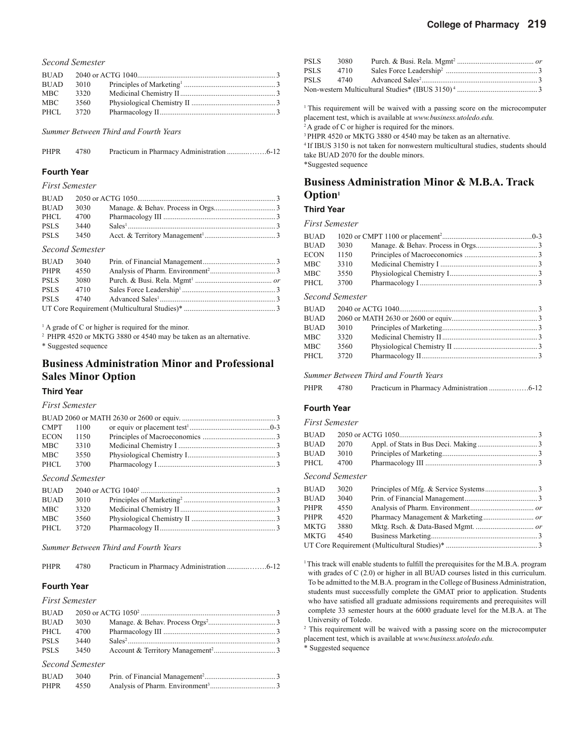*Second Semester*

| | | | |
|---|---|---|---|
| BUAD | 2040 or ACTG 1040 | | 3 |
| BUAD | 3010 | Principles of Marketing[1] | 3 |
| MBC | 3320 | Medicinal Chemistry II | 3 |
| MBC | 3560 | Physiological Chemistry II | 3 |
| PHCL | 3720 | Pharmacology II | 3 |

*Summer Between Third and Fourth Years*

| | | | |
|---|---|---|---|
| PHPR | 4780 | Practicum in Pharmacy Administration | 6-12 |

### Fourth Year

*First Semester*

| | | | |
|---|---|---|---|
| BUAD | 2050 or ACTG 1050 | | 3 |
| BUAD | 3030 | Manage. & Behav. Process in Orgs. | 3 |
| PHCL | 4700 | Pharmacology III | 3 |
| PSLS | 3440 | Sales[1] | 3 |
| PSLS | 3450 | Acct. & Territory Management[1] | 3 |

*Second Semester*

| | | | |
|---|---|---|---|
| BUAD | 3040 | Prin. of Financial Management | 3 |
| PHPR | 4550 | Analysis of Pharm. Environment[2] | 3 |
| PSLS | 3080 | Purch. & Busi. Rela. Mgmt[1] | or |
| PSLS | 4710 | Sales Force Leadership[1] | 3 |
| PSLS | 4740 | Advanced Sales[1] | 3 |
| UT Core Requirement (Multicultural Studies)* | | | 3 |

[1] A grade of C or higher is required for the minor.

[2] PHPR 4520 or MKTG 3880 or 4540 may be taken as an alternative.

\* Suggested sequence

## Business Administration Minor and Professional Sales Minor Option

### Third Year

*First Semester*

| | | | |
|---|---|---|---|
| BUAD 2060 or MATH 2630 or 2600 or equiv. | | | 3 |
| CMPT | 1100 | or equiv or placement test[1] | 0-3 |
| ECON | 1150 | Principles of Macroeconomics | 3 |
| MBC | 3310 | Medicinal Chemistry I | 3 |
| MBC | 3550 | Physiological Chemistry I | 3 |
| PHCL | 3700 | Pharmacology I | 3 |

*Second Semester*

| | | | |
|---|---|---|---|
| BUAD | 2040 or ACTG 1040[2] | | 3 |
| BUAD | 3010 | Principles of Marketing[2] | 3 |
| MBC | 3320 | Medicinal Chemistry II | 3 |
| MBC | 3560 | Physiological Chemistry II | 3 |
| PHCL | 3720 | Pharmacology II | 3 |

*Summer Between Third and Fourth Years*

| | | | |
|---|---|---|---|
| PHPR | 4780 | Practicum in Pharmacy Administration | 6-12 |

### Fourth Year

*First Semester*

| | | | |
|---|---|---|---|
| BUAD | 2050 or ACTG 1050[2] | | 3 |
| BUAD | 3030 | Manage. & Behav. Process Orgs[2] | 3 |
| PHCL | 4700 | Pharmacology III | 3 |
| PSLS | 3440 | Sales[2] | 3 |
| PSLS | 3450 | Account & Territory Management[2] | 3 |

*Second Semester*

| | | | |
|---|---|---|---|
| BUAD | 3040 | Prin. of Financial Management[2] | 3 |
| PHPR | 4550 | Analysis of Pharm. Environment[3] | 3 |
| PSLS | 3080 | Purch. & Busi. Rela. Mgmt[2] | or |
| PSLS | 4710 | Sales Force Leadership[2] | 3 |
| PSLS | 4740 | Advanced Sales[2] | 3 |
| Non-western Multicultural Studies* (IBUS 3150)[4] | | | 3 |

[1] This requirement will be waived with a passing score on the microcomputer placement test, which is available at *www.business.utoledo.edu.*

[2] A grade of C or higher is required for the minors.

[3] PHPR 4520 or MKTG 3880 or 4540 may be taken as an alternative.

[4] If IBUS 3150 is not taken for nonwestern multicultural studies, students should take BUAD 2070 for the double minors.

\*Suggested sequence

## Business Administration Minor & M.B.A. Track Option[1]

### Third Year

*First Semester*

| | | | |
|---|---|---|---|
| BUAD | 1020 or CMPT 1100 or placement[2] | | 0-3 |
| BUAD | 3030 | Manage. & Behav. Process in Orgs. | 3 |
| ECON | 1150 | Principles of Macroeconomics | 3 |
| MBC | 3310 | Medicinal Chemistry I | 3 |
| MBC | 3550 | Physiological Chemistry I | 3 |
| PHCL | 3700 | Pharmacology I | 3 |

*Second Semester*

| | | | |
|---|---|---|---|
| BUAD | 2040 or ACTG 1040 | | 3 |
| BUAD | 2060 or MATH 2630 or 2600 or equiv. | | 3 |
| BUAD | 3010 | Principles of Marketing | 3 |
| MBC | 3320 | Medicinal Chemistry II | 3 |
| MBC | 3560 | Physiological Chemistry II | 3 |
| PHCL | 3720 | Pharmacology II | 3 |

*Summer Between Third and Fourth Years*

| | | | |
|---|---|---|---|
| PHPR | 4780 | Practicum in Pharmacy Administration | 6-12 |

### Fourth Year

*First Semester*

| | | | |
|---|---|---|---|
| BUAD | 2050 or ACTG 1050 | | 3 |
| BUAD | 2070 | Appl. of Stats in Bus Deci. Making | 3 |
| BUAD | 3010 | Principles of Marketing | 3 |
| PHCL | 4700 | Pharmacology III | 3 |

*Second Semester*

| | | | |
|---|---|---|---|
| BUAD | 3020 | Principles of Mfg. & Service Systems | 3 |
| BUAD | 3040 | Prin. of Financial Management | 3 |
| PHPR | 4550 | Analysis of Pharm. Environment | or |
| PHPR | 4520 | Pharmacy Management & Marketing | or |
| MKTG | 3880 | Mktg. Rsch. & Data-Based Mgmt. | or |
| MKTG | 4540 | Business Marketing | 3 |
| UT Core Requirement (Multicultural Studies)* | | | 3 |

[1] This track will enable students to fulfill the prerequisites for the M.B.A. program with grades of C (2.0) or higher in all BUAD courses listed in this curriculum. To be admitted to the M.B.A. program in the College of Business Administration, students must successfully complete the GMAT prior to application. Students who have satisfied all graduate admissions requirements and prerequisites will complete 33 semester hours at the 6000 graduate level for the M.B.A. at The University of Toledo.

[2] This requirement will be waived with a passing score on the microcomputer placement test, which is available at *www.business.utoledo.edu.*

\* Suggested sequence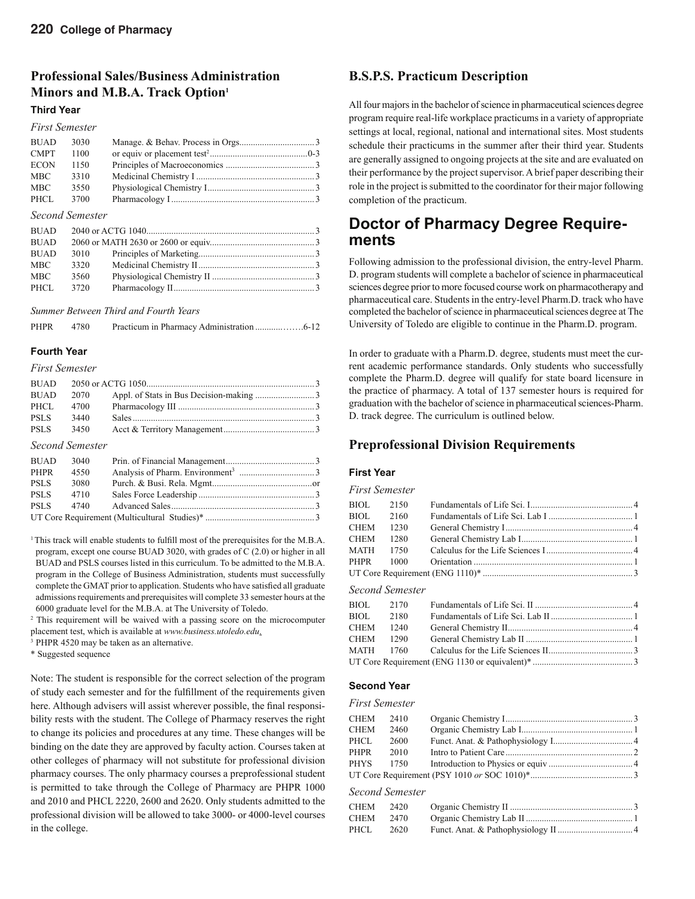## Professional Sales/Business Administration Minors and M.B.A. Track Option[1]

### Third Year

*First Semester*

| | | | |
|---|---|---|---|
| BUAD | 3030 | Manage. & Behav. Process in Orgs | 3 |
| CMPT | 1100 | or equiv or placement test[2] | 0-3 |
| ECON | 1150 | Principles of Macroeconomics | 3 |
| MBC | 3310 | Medicinal Chemistry I | 3 |
| MBC | 3550 | Physiological Chemistry I | 3 |
| PHCL | 3700 | Pharmacology I | 3 |

*Second Semester*

| | | | |
|---|---|---|---|
| BUAD | 2040 or ACTG 1040 | | 3 |
| BUAD | 2060 or MATH 2630 or 2600 or equiv | | 3 |
| BUAD | 3010 | Principles of Marketing | 3 |
| MBC | 3320 | Medicinal Chemistry II | 3 |
| MBC | 3560 | Physiological Chemistry II | 3 |
| PHCL | 3720 | Pharmacology II | 3 |

*Summer Between Third and Fourth Years*

| | | | |
|---|---|---|---|
| PHPR | 4780 | Practicum in Pharmacy Administration | 6-12 |

### Fourth Year

*First Semester*

| | | | |
|---|---|---|---|
| BUAD | 2050 or ACTG 1050 | | 3 |
| BUAD | 2070 | Appl. of Stats in Bus Decision-making | 3 |
| PHCL | 4700 | Pharmacology III | 3 |
| PSLS | 3440 | Sales | 3 |
| PSLS | 3450 | Acct & Territory Management | 3 |

*Second Semester*

| | | | |
|---|---|---|---|
| BUAD | 3040 | Prin. of Financial Management | 3 |
| PHPR | 4550 | Analysis of Pharm. Environment[3] | 3 |
| PSLS | 3080 | Purch. & Busi. Rela. Mgmt | or |
| PSLS | 4710 | Sales Force Leadership | 3 |
| PSLS | 4740 | Advanced Sales | 3 |
| UT Core Requirement (Multicultural Studies)* | | | 3 |

[1] This track will enable students to fulfill most of the prerequisites for the M.B.A. program, except one course BUAD 3020, with grades of C (2.0) or higher in all BUAD and PSLS courses listed in this curriculum. To be admitted to the M.B.A. program in the College of Business Administration, students must successfully complete the GMAT prior to application. Students who have satisfied all graduate admissions requirements and prerequisites will complete 33 semester hours at the 6000 graduate level for the M.B.A. at The University of Toledo.

[2] This requirement will be waived with a passing score on the microcomputer placement test, which is available at *www.business.utoledo.edu*.

[3] PHPR 4520 may be taken as an alternative.

\* Suggested sequence

Note: The student is responsible for the correct selection of the program of study each semester and for the fulfillment of the requirements given here. Although advisers will assist wherever possible, the final responsibility rests with the student. The College of Pharmacy reserves the right to change its policies and procedures at any time. These changes will be binding on the date they are approved by faculty action. Courses taken at other colleges of pharmacy will not substitute for professional division pharmacy courses. The only pharmacy courses a preprofessional student is permitted to take through the College of Pharmacy are PHPR 1000 and 2010 and PHCL 2220, 2600 and 2620. Only students admitted to the professional division will be allowed to take 3000- or 4000-level courses in the college.

## B.S.P.S. Practicum Description

All four majors in the bachelor of science in pharmaceutical sciences degree program require real-life workplace practicums in a variety of appropriate settings at local, regional, national and international sites. Most students schedule their practicums in the summer after their third year. Students are generally assigned to ongoing projects at the site and are evaluated on their performance by the project supervisor. A brief paper describing their role in the project is submitted to the coordinator for their major following completion of the practicum.

# Doctor of Pharmacy Degree Requirements

Following admission to the professional division, the entry-level Pharm. D. program students will complete a bachelor of science in pharmaceutical sciences degree prior to more focused course work on pharmacotherapy and pharmaceutical care. Students in the entry-level Pharm.D. track who have completed the bachelor of science in pharmaceutical sciences degree at The University of Toledo are eligible to continue in the Pharm.D. program.

In order to graduate with a Pharm.D. degree, students must meet the current academic performance standards. Only students who successfully complete the Pharm.D. degree will qualify for state board licensure in the practice of pharmacy. A total of 137 semester hours is required for graduation with the bachelor of science in pharmaceutical sciences-Pharm. D. track degree. The curriculum is outlined below.

## Preprofessional Division Requirements

### First Year

*First Semester*

| | | | |
|---|---|---|---|
| BIOL | 2150 | Fundamentals of Life Sci. I | 4 |
| BIOL | 2160 | Fundamentals of Life Sci. Lab I | 1 |
| CHEM | 1230 | General Chemistry I | 4 |
| CHEM | 1280 | General Chemistry Lab I | 1 |
| MATH | 1750 | Calculus for the Life Sciences I | 4 |
| PHPR | 1000 | Orientation | 1 |
| UT Core Requirement (ENG 1110)* | | | 3 |

*Second Semester*

| | | | |
|---|---|---|---|
| BIOL | 2170 | Fundamentals of Life Sci. II | 4 |
| BIOL | 2180 | Fundamentals of Life Sci. Lab II | 1 |
| CHEM | 1240 | General Chemistry II | 4 |
| CHEM | 1290 | General Chemistry Lab II | 1 |
| MATH | 1760 | Calculus for the Life Sciences II | 3 |
| UT Core Requirement (ENG 1130 or equivalent)* | | | 3 |

### Second Year

*First Semester*

| | | | |
|---|---|---|---|
| CHEM | 2410 | Organic Chemistry I | 3 |
| CHEM | 2460 | Organic Chemistry Lab I | 1 |
| PHCL | 2600 | Funct. Anat. & Pathophysiology I | 4 |
| PHPR | 2010 | Intro to Patient Care | 2 |
| PHYS | 1750 | Introduction to Physics or equiv | 4 |
| UT Core Requirement (PSY 1010 *or* SOC 1010)* | | | 3 |

*Second Semester*

| | | | |
|---|---|---|---|
| CHEM | 2420 | Organic Chemistry II | 3 |
| CHEM | 2470 | Organic Chemistry Lab II | 1 |
| PHCL | 2620 | Funct. Anat. & Pathophysiology II | 4 |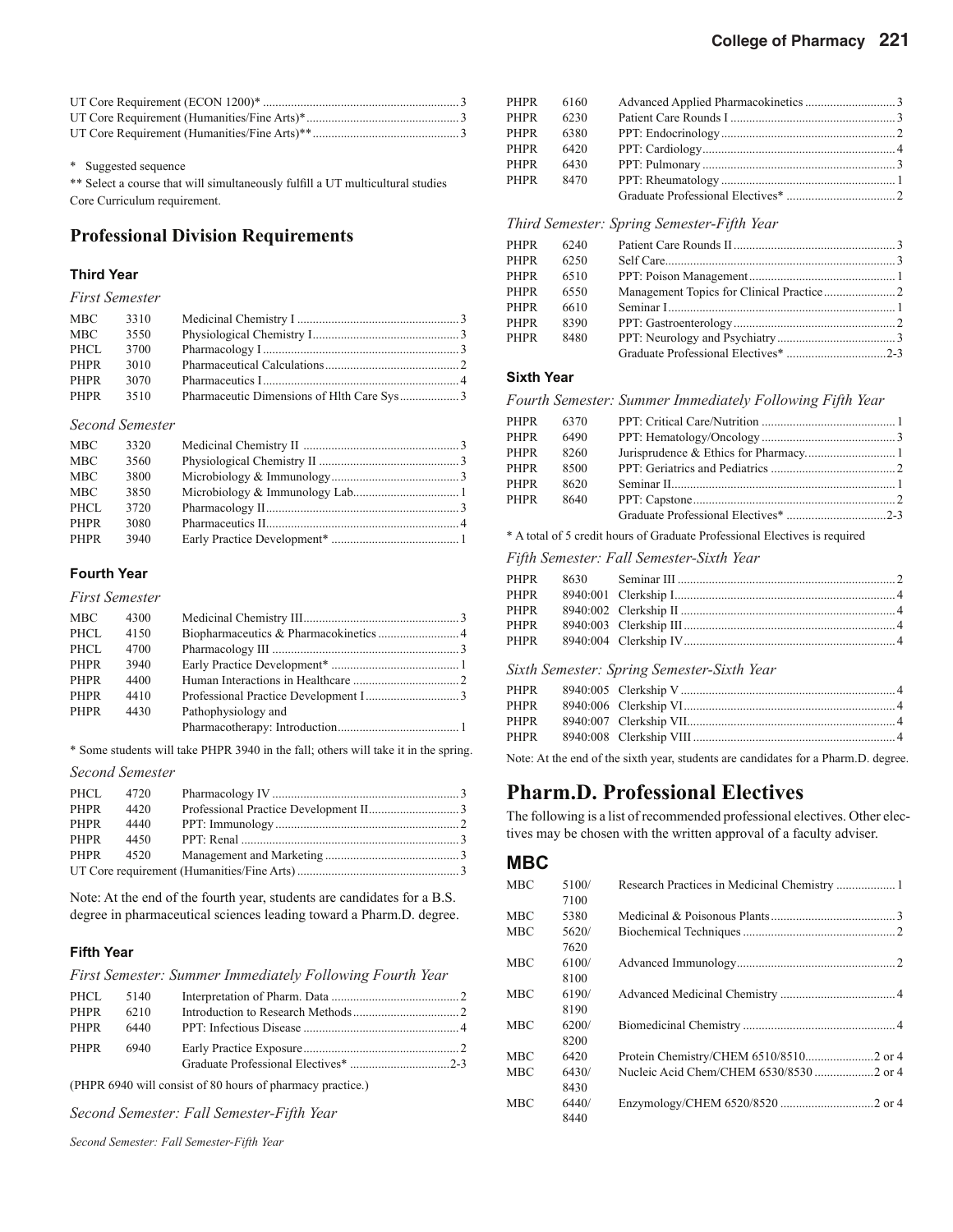| | |
|---|---|
| UT Core Requirement (ECON 1200)* | 3 |
| UT Core Requirement (Humanities/Fine Arts)* | 3 |
| UT Core Requirement (Humanities/Fine Arts)** | 3 |

\* Suggested sequence

** Select a course that will simultaneously fulfill a UT multicultural studies Core Curriculum requirement.

## Professional Division Requirements

### Third Year

*First Semester*

| | | | |
|---|---|---|---|
| MBC | 3310 | Medicinal Chemistry I | 3 |
| MBC | 3550 | Physiological Chemistry I | 3 |
| PHCL | 3700 | Pharmacology I | 3 |
| PHPR | 3010 | Pharmaceutical Calculations | 2 |
| PHPR | 3070 | Pharmaceutics I | 4 |
| PHPR | 3510 | Pharmaceutic Dimensions of Hlth Care Sys | 3 |

*Second Semester*

| | | | |
|---|---|---|---|
| MBC | 3320 | Medicinal Chemistry II | 3 |
| MBC | 3560 | Physiological Chemistry II | 3 |
| MBC | 3800 | Microbiology & Immunology | 3 |
| MBC | 3850 | Microbiology & Immunology Lab | 1 |
| PHCL | 3720 | Pharmacology II | 3 |
| PHPR | 3080 | Pharmaceutics II | 4 |
| PHPR | 3940 | Early Practice Development* | 1 |

### Fourth Year

*First Semester*

| | | | |
|---|---|---|---|
| MBC | 4300 | Medicinal Chemistry III | 3 |
| PHCL | 4150 | Biopharmaceutics & Pharmacokinetics | 4 |
| PHCL | 4700 | Pharmacology III | 3 |
| PHPR | 3940 | Early Practice Development* | 1 |
| PHPR | 4400 | Human Interactions in Healthcare | 2 |
| PHPR | 4410 | Professional Practice Development I | 3 |
| PHPR | 4430 | Pathophysiology and Pharmacotherapy: Introduction | 1 |

\* Some students will take PHPR 3940 in the fall; others will take it in the spring.

*Second Semester*

| | | | |
|---|---|---|---|
| PHCL | 4720 | Pharmacology IV | 3 |
| PHPR | 4420 | Professional Practice Development II | 3 |
| PHPR | 4440 | PPT: Immunology | 2 |
| PHPR | 4450 | PPT: Renal | 3 |
| PHPR | 4520 | Management and Marketing | 3 |
| UT Core requirement (Humanities/Fine Arts) | | | 3 |

Note: At the end of the fourth year, students are candidates for a B.S. degree in pharmaceutical sciences leading toward a Pharm.D. degree.

### Fifth Year

*First Semester: Summer Immediately Following Fourth Year*

| | | | |
|---|---|---|---|
| PHCL | 5140 | Interpretation of Pharm. Data | 2 |
| PHPR | 6210 | Introduction to Research Methods | 2 |
| PHPR | 6440 | PPT: Infectious Disease | 4 |
| PHPR | 6940 | Early Practice Exposure | 2 |
| | | Graduate Professional Electives* | 2-3 |

(PHPR 6940 will consist of 80 hours of pharmacy practice.)

*Second Semester: Fall Semester-Fifth Year*

| | | | |
|---|---|---|---|
| PHPR | 6160 | Advanced Applied Pharmacokinetics | 3 |
| PHPR | 6230 | Patient Care Rounds I | 3 |
| PHPR | 6380 | PPT: Endocrinology | 2 |
| PHPR | 6420 | PPT: Cardiology | 4 |
| PHPR | 6430 | PPT: Pulmonary | 3 |
| PHPR | 8470 | PPT: Rheumatology | 1 |
| | | Graduate Professional Electives* | 2 |

*Third Semester: Spring Semester-Fifth Year*

| | | | |
|---|---|---|---|
| PHPR | 6240 | Patient Care Rounds II | 3 |
| PHPR | 6250 | Self Care | 3 |
| PHPR | 6510 | PPT: Poison Management | 1 |
| PHPR | 6550 | Management Topics for Clinical Practice | 2 |
| PHPR | 6610 | Seminar I | 1 |
| PHPR | 8390 | PPT: Gastroenterology | 2 |
| PHPR | 8480 | PPT: Neurology and Psychiatry | 3 |
| | | Graduate Professional Electives* | 2-3 |

### Sixth Year

*Fourth Semester: Summer Immediately Following Fifth Year*

| | | | |
|---|---|---|---|
| PHPR | 6370 | PPT: Critical Care/Nutrition | 1 |
| PHPR | 6490 | PPT: Hematology/Oncology | 3 |
| PHPR | 8260 | Jurisprudence & Ethics for Pharmacy | 1 |
| PHPR | 8500 | PPT: Geriatrics and Pediatrics | 2 |
| PHPR | 8620 | Seminar II | 1 |
| PHPR | 8640 | PPT: Capstone | 2 |
| | | Graduate Professional Electives* | 2-3 |

\* A total of 5 credit hours of Graduate Professional Electives is required

*Fifth Semester: Fall Semester-Sixth Year*

| | | | |
|---|---|---|---|
| PHPR | 8630 | Seminar III | 2 |
| PHPR | 8940:001 | Clerkship I | 4 |
| PHPR | 8940:002 | Clerkship II | 4 |
| PHPR | 8940:003 | Clerkship III | 4 |
| PHPR | 8940:004 | Clerkship IV | 4 |

*Sixth Semester: Spring Semester-Sixth Year*

| | | | |
|---|---|---|---|
| PHPR | 8940:005 | Clerkship V | 4 |
| PHPR | 8940:006 | Clerkship VI | 4 |
| PHPR | 8940:007 | Clerkship VII | 4 |
| PHPR | 8940:008 | Clerkship VIII | 4 |

Note: At the end of the sixth year, students are candidates for a Pharm.D. degree.

# Pharm.D. Professional Electives

The following is a list of recommended professional electives. Other electives may be chosen with the written approval of a faculty adviser.

### MBC

| | | | |
|---|---|---|---|
| MBC | 5100/7100 | Research Practices in Medicinal Chemistry | 1 |
| MBC | 5380 | Medicinal & Poisonous Plants | 3 |
| MBC | 5620/7620 | Biochemical Techniques | 2 |
| MBC | 6100/8100 | Advanced Immunology | 2 |
| MBC | 6190/8190 | Advanced Medicinal Chemistry | 4 |
| MBC | 6200/8200 | Biomedicinal Chemistry | 4 |
| MBC | 6420 | Protein Chemistry/CHEM 6510/8510 | 2 or 4 |
| MBC | 6430/8430 | Nucleic Acid Chem/CHEM 6530/8530 | 2 or 4 |
| MBC | 6440/8440 | Enzymology/CHEM 6520/8520 | 2 or 4 |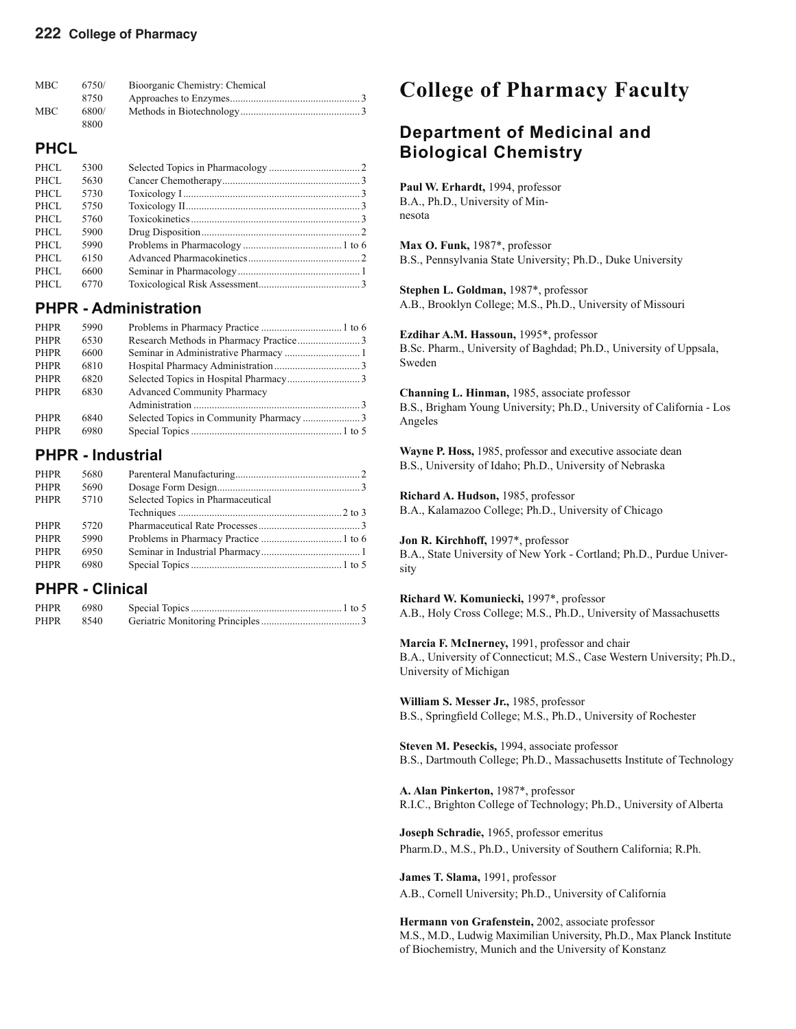| | | | |
|---|---|---|---|
| MBC | 6750/ 8750 | Bioorganic Chemistry: Chemical Approaches to Enzymes | 3 |
| MBC | 6800/ 8800 | Methods in Biotechnology | 3 |

## PHCL

| | | | |
|---|---|---|---|
| PHCL | 5300 | Selected Topics in Pharmacology | 2 |
| PHCL | 5630 | Cancer Chemotherapy | 3 |
| PHCL | 5730 | Toxicology I | 3 |
| PHCL | 5750 | Toxicology II | 3 |
| PHCL | 5760 | Toxicokinetics | 3 |
| PHCL | 5900 | Drug Disposition | 2 |
| PHCL | 5990 | Problems in Pharmacology | 1 to 6 |
| PHCL | 6150 | Advanced Pharmacokinetics | 2 |
| PHCL | 6600 | Seminar in Pharmacology | 1 |
| PHCL | 6770 | Toxicological Risk Assessment | 3 |

## PHPR - Administration

| | | | |
|---|---|---|---|
| PHPR | 5990 | Problems in Pharmacy Practice | 1 to 6 |
| PHPR | 6530 | Research Methods in Pharmacy Practice | 3 |
| PHPR | 6600 | Seminar in Administrative Pharmacy | 1 |
| PHPR | 6810 | Hospital Pharmacy Administration | 3 |
| PHPR | 6820 | Selected Topics in Hospital Pharmacy | 3 |
| PHPR | 6830 | Advanced Community Pharmacy Administration | 3 |
| PHPR | 6840 | Selected Topics in Community Pharmacy | 3 |
| PHPR | 6980 | Special Topics | 1 to 5 |

## PHPR - Industrial

| | | | |
|---|---|---|---|
| PHPR | 5680 | Parenteral Manufacturing | 2 |
| PHPR | 5690 | Dosage Form Design | 3 |
| PHPR | 5710 | Selected Topics in Pharmaceutical Techniques | 2 to 3 |
| PHPR | 5720 | Pharmaceutical Rate Processes | 3 |
| PHPR | 5990 | Problems in Pharmacy Practice | 1 to 6 |
| PHPR | 6950 | Seminar in Industrial Pharmacy | 1 |
| PHPR | 6980 | Special Topics | 1 to 5 |

## PHPR - Clinical

| | | | |
|---|---|---|---|
| PHPR | 6980 | Special Topics | 1 to 5 |
| PHPR | 8540 | Geriatric Monitoring Principles | 3 |

# College of Pharmacy Faculty

## Department of Medicinal and Biological Chemistry

**Paul W. Erhardt,** 1994, professor
B.A., Ph.D., University of Minnesota

**Max O. Funk,** 1987*, professor
B.S., Pennsylvania State University; Ph.D., Duke University

**Stephen L. Goldman,** 1987*, professor
A.B., Brooklyn College; M.S., Ph.D., University of Missouri

**Ezdihar A.M. Hassoun,** 1995*, professor
B.Sc. Pharm., University of Baghdad; Ph.D., University of Uppsala, Sweden

**Channing L. Hinman,** 1985, associate professor
B.S., Brigham Young University; Ph.D., University of California - Los Angeles

**Wayne P. Hoss,** 1985, professor and executive associate dean
B.S., University of Idaho; Ph.D., University of Nebraska

**Richard A. Hudson,** 1985, professor
B.A., Kalamazoo College; Ph.D., University of Chicago

**Jon R. Kirchhoff,** 1997*, professor
B.A., State University of New York - Cortland; Ph.D., Purdue University

**Richard W. Komuniecki,** 1997*, professor
A.B., Holy Cross College; M.S., Ph.D., University of Massachusetts

**Marcia F. McInerney,** 1991, professor and chair
B.A., University of Connecticut; M.S., Case Western University; Ph.D., University of Michigan

**William S. Messer Jr.,** 1985, professor
B.S., Springfield College; M.S., Ph.D., University of Rochester

**Steven M. Peseckis,** 1994, associate professor
B.S., Dartmouth College; Ph.D., Massachusetts Institute of Technology

**A. Alan Pinkerton,** 1987*, professor
R.I.C., Brighton College of Technology; Ph.D., University of Alberta

**Joseph Schradie,** 1965, professor emeritus
Pharm.D., M.S., Ph.D., University of Southern California; R.Ph.

**James T. Slama,** 1991, professor
A.B., Cornell University; Ph.D., University of California

**Hermann von Grafenstein,** 2002, associate professor
M.S., M.D., Ludwig Maximilian University, Ph.D., Max Planck Institute of Biochemistry, Munich and the University of Konstanz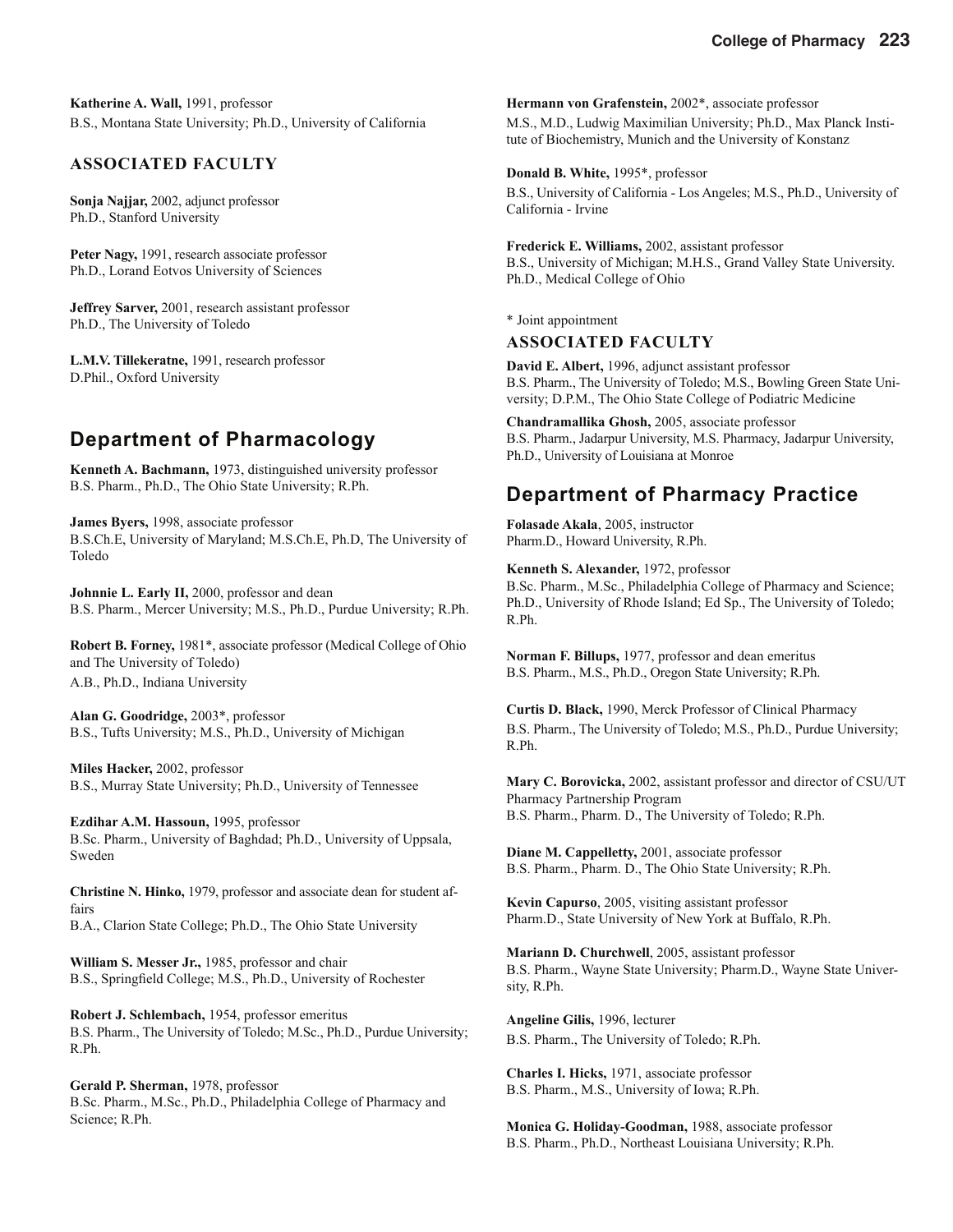**Katherine A. Wall,** 1991, professor
B.S., Montana State University; Ph.D., University of California

### ASSOCIATED FACULTY

**Sonja Najjar,** 2002, adjunct professor
Ph.D., Stanford University

**Peter Nagy,** 1991, research associate professor
Ph.D., Lorand Eotvos University of Sciences

**Jeffrey Sarver,** 2001, research assistant professor
Ph.D., The University of Toledo

**L.M.V. Tillekeratne,** 1991, research professor
D.Phil., Oxford University

## Department of Pharmacology

**Kenneth A. Bachmann,** 1973, distinguished university professor
B.S. Pharm., Ph.D., The Ohio State University; R.Ph.

**James Byers,** 1998, associate professor
B.S.Ch.E, University of Maryland; M.S.Ch.E, Ph.D, The University of Toledo

**Johnnie L. Early II,** 2000, professor and dean
B.S. Pharm., Mercer University; M.S., Ph.D., Purdue University; R.Ph.

**Robert B. Forney,** 1981*, associate professor (Medical College of Ohio and The University of Toledo)
A.B., Ph.D., Indiana University

**Alan G. Goodridge,** 2003*, professor
B.S., Tufts University; M.S., Ph.D., University of Michigan

**Miles Hacker,** 2002, professor
B.S., Murray State University; Ph.D., University of Tennessee

**Ezdihar A.M. Hassoun,** 1995, professor
B.Sc. Pharm., University of Baghdad; Ph.D., University of Uppsala, Sweden

**Christine N. Hinko,** 1979, professor and associate dean for student affairs
B.A., Clarion State College; Ph.D., The Ohio State University

**William S. Messer Jr.,** 1985, professor and chair
B.S., Springfield College; M.S., Ph.D., University of Rochester

**Robert J. Schlembach,** 1954, professor emeritus
B.S. Pharm., The University of Toledo; M.Sc., Ph.D., Purdue University; R.Ph.

**Gerald P. Sherman,** 1978, professor
B.Sc. Pharm., M.Sc., Ph.D., Philadelphia College of Pharmacy and Science; R.Ph.

**Hermann von Grafenstein,** 2002*, associate professor
M.S., M.D., Ludwig Maximilian University; Ph.D., Max Planck Institute of Biochemistry, Munich and the University of Konstanz

**Donald B. White,** 1995*, professor
B.S., University of California - Los Angeles; M.S., Ph.D., University of California - Irvine

**Frederick E. Williams,** 2002, assistant professor
B.S., University of Michigan; M.H.S., Grand Valley State University. Ph.D., Medical College of Ohio

* Joint appointment

### ASSOCIATED FACULTY

**David E. Albert,** 1996, adjunct assistant professor
B.S. Pharm., The University of Toledo; M.S., Bowling Green State University; D.P.M., The Ohio State College of Podiatric Medicine

**Chandramallika Ghosh,** 2005, associate professor
B.S. Pharm., Jadarpur University, M.S. Pharmacy, Jadarpur University, Ph.D., University of Louisiana at Monroe

## Department of Pharmacy Practice

**Folasade Akala**, 2005, instructor
Pharm.D., Howard University, R.Ph.

**Kenneth S. Alexander,** 1972, professor
B.Sc. Pharm., M.Sc., Philadelphia College of Pharmacy and Science; Ph.D., University of Rhode Island; Ed Sp., The University of Toledo; R.Ph.

**Norman F. Billups,** 1977, professor and dean emeritus
B.S. Pharm., M.S., Ph.D., Oregon State University; R.Ph.

**Curtis D. Black,** 1990, Merck Professor of Clinical Pharmacy
B.S. Pharm., The University of Toledo; M.S., Ph.D., Purdue University; R.Ph.

**Mary C. Borovicka,** 2002, assistant professor and director of CSU/UT Pharmacy Partnership Program
B.S. Pharm., Pharm. D., The University of Toledo; R.Ph.

**Diane M. Cappelletty,** 2001, associate professor
B.S. Pharm., Pharm. D., The Ohio State University; R.Ph.

**Kevin Capurso**, 2005, visiting assistant professor
Pharm.D., State University of New York at Buffalo, R.Ph.

**Mariann D. Churchwell**, 2005, assistant professor
B.S. Pharm., Wayne State University; Pharm.D., Wayne State University, R.Ph.

**Angeline Gilis,** 1996, lecturer
B.S. Pharm., The University of Toledo; R.Ph.

**Charles I. Hicks,** 1971, associate professor
B.S. Pharm., M.S., University of Iowa; R.Ph.

**Monica G. Holiday-Goodman,** 1988, associate professor
B.S. Pharm., Ph.D., Northeast Louisiana University; R.Ph.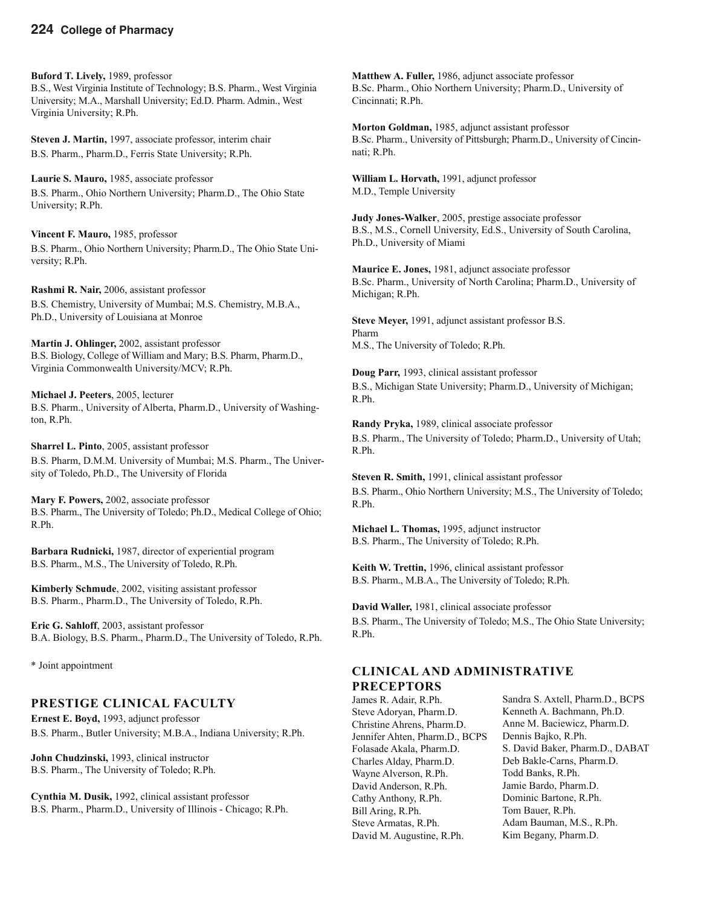**Buford T. Lively,** 1989, professor
B.S., West Virginia Institute of Technology; B.S. Pharm., West Virginia University; M.A., Marshall University; Ed.D. Pharm. Admin., West Virginia University; R.Ph.

**Steven J. Martin,** 1997, associate professor, interim chair
B.S. Pharm., Pharm.D., Ferris State University; R.Ph.

**Laurie S. Mauro,** 1985, associate professor
B.S. Pharm., Ohio Northern University; Pharm.D., The Ohio State University; R.Ph.

**Vincent F. Mauro,** 1985, professor
B.S. Pharm., Ohio Northern University; Pharm.D., The Ohio State University; R.Ph.

**Rashmi R. Nair,** 2006, assistant professor
B.S. Chemistry, University of Mumbai; M.S. Chemistry, M.B.A., Ph.D., University of Louisiana at Monroe

**Martin J. Ohlinger,** 2002, assistant professor
B.S. Biology, College of William and Mary; B.S. Pharm, Pharm.D., Virginia Commonwealth University/MCV; R.Ph.

**Michael J. Peeters**, 2005, lecturer
B.S. Pharm., University of Alberta, Pharm.D., University of Washington, R.Ph.

**Sharrel L. Pinto**, 2005, assistant professor
B.S. Pharm, D.M.M. University of Mumbai; M.S. Pharm., The University of Toledo, Ph.D., The University of Florida

**Mary F. Powers,** 2002, associate professor
B.S. Pharm., The University of Toledo; Ph.D., Medical College of Ohio; R.Ph.

**Barbara Rudnicki,** 1987, director of experiential program
B.S. Pharm., M.S., The University of Toledo, R.Ph.

**Kimberly Schmude**, 2002, visiting assistant professor
B.S. Pharm., Pharm.D., The University of Toledo, R.Ph.

**Eric G. Sahloff**, 2003, assistant professor
B.A. Biology, B.S. Pharm., Pharm.D., The University of Toledo, R.Ph.

* Joint appointment

## PRESTIGE CLINICAL FACULTY

**Ernest E. Boyd,** 1993, adjunct professor
B.S. Pharm., Butler University; M.B.A., Indiana University; R.Ph.

**John Chudzinski,** 1993, clinical instructor
B.S. Pharm., The University of Toledo; R.Ph.

**Cynthia M. Dusik,** 1992, clinical assistant professor
B.S. Pharm., Pharm.D., University of Illinois - Chicago; R.Ph.

**Matthew A. Fuller,** 1986, adjunct associate professor
B.Sc. Pharm., Ohio Northern University; Pharm.D., University of Cincinnati; R.Ph.

**Morton Goldman,** 1985, adjunct assistant professor
B.Sc. Pharm., University of Pittsburgh; Pharm.D., University of Cincinnati; R.Ph.

**William L. Horvath,** 1991, adjunct professor
M.D., Temple University

**Judy Jones-Walker**, 2005, prestige associate professor
B.S., M.S., Cornell University, Ed.S., University of South Carolina, Ph.D., University of Miami

**Maurice E. Jones,** 1981, adjunct associate professor
B.Sc. Pharm., University of North Carolina; Pharm.D., University of Michigan; R.Ph.

**Steve Meyer,** 1991, adjunct assistant professor B.S. Pharm
M.S., The University of Toledo; R.Ph.

**Doug Parr,** 1993, clinical assistant professor
B.S., Michigan State University; Pharm.D., University of Michigan; R.Ph.

**Randy Pryka,** 1989, clinical associate professor
B.S. Pharm., The University of Toledo; Pharm.D., University of Utah; R.Ph.

**Steven R. Smith,** 1991, clinical assistant professor
B.S. Pharm., Ohio Northern University; M.S., The University of Toledo; R.Ph.

**Michael L. Thomas,** 1995, adjunct instructor
B.S. Pharm., The University of Toledo; R.Ph.

**Keith W. Trettin,** 1996, clinical assistant professor
B.S. Pharm., M.B.A., The University of Toledo; R.Ph.

**David Waller,** 1981, clinical associate professor
B.S. Pharm., The University of Toledo; M.S., The Ohio State University; R.Ph.

## CLINICAL AND ADMINISTRATIVE PRECEPTORS

James R. Adair, R.Ph.
Steve Adoryan, Pharm.D.
Christine Ahrens, Pharm.D.
Jennifer Ahten, Pharm.D., BCPS
Folasade Akala, Pharm.D.
Charles Alday, Pharm.D.
Wayne Alverson, R.Ph.
David Anderson, R.Ph.
Cathy Anthony, R.Ph.
Bill Aring, R.Ph.
Steve Armatas, R.Ph.
David M. Augustine, R.Ph.
Sandra S. Axtell, Pharm.D., BCPS
Kenneth A. Bachmann, Ph.D.
Anne M. Baciewicz, Pharm.D.
Dennis Bajko, R.Ph.
S. David Baker, Pharm.D., DABAT
Deb Bakle-Carns, Pharm.D.
Todd Banks, R.Ph.
Jamie Bardo, Pharm.D.
Dominic Bartone, R.Ph.
Tom Bauer, R.Ph.
Adam Bauman, M.S., R.Ph.
Kim Begany, Pharm.D.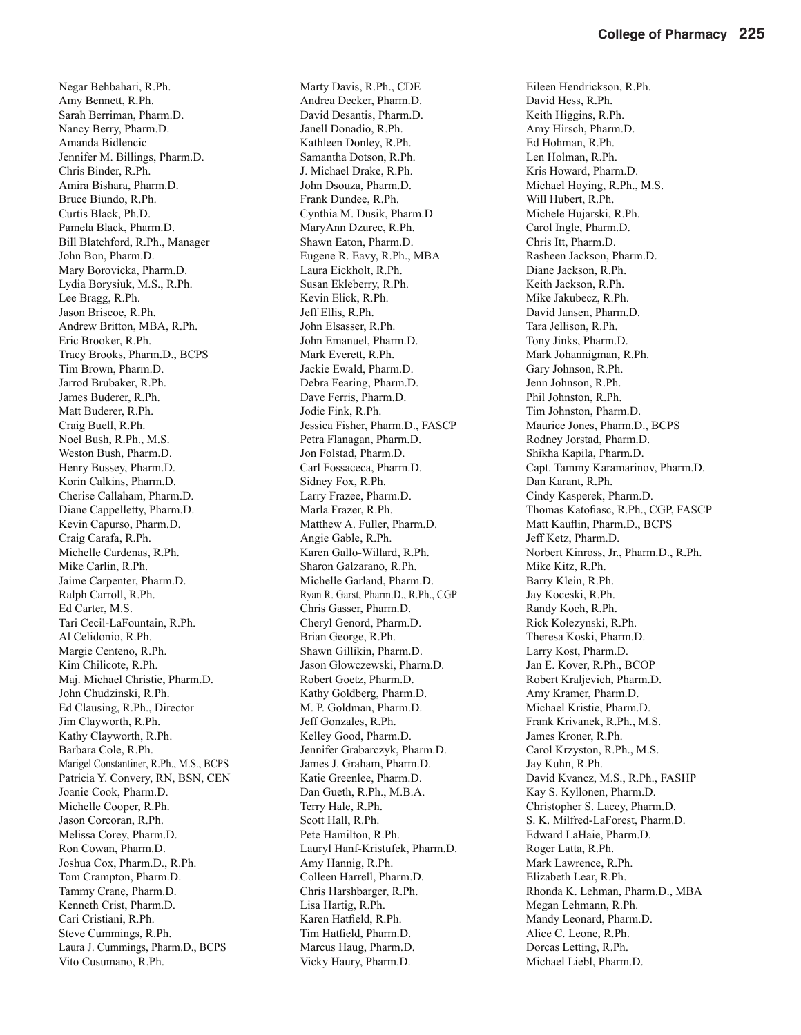Negar Behbahari, R.Ph.
Amy Bennett, R.Ph.
Sarah Berriman, Pharm.D.
Nancy Berry, Pharm.D.
Amanda Bidlencic
Jennifer M. Billings, Pharm.D.
Chris Binder, R.Ph.
Amira Bishara, Pharm.D.
Bruce Biundo, R.Ph.
Curtis Black, Ph.D.
Pamela Black, Pharm.D.
Bill Blatchford, R.Ph., Manager
John Bon, Pharm.D.
Mary Borovicka, Pharm.D.
Lydia Borysiuk, M.S., R.Ph.
Lee Bragg, R.Ph.
Jason Briscoe, R.Ph.
Andrew Britton, MBA, R.Ph.
Eric Brooker, R.Ph.
Tracy Brooks, Pharm.D., BCPS
Tim Brown, Pharm.D.
Jarrod Brubaker, R.Ph.
James Buderer, R.Ph.
Matt Buderer, R.Ph.
Craig Buell, R.Ph.
Noel Bush, R.Ph., M.S.
Weston Bush, Pharm.D.
Henry Bussey, Pharm.D.
Korin Calkins, Pharm.D.
Cherise Callaham, Pharm.D.
Diane Cappelletty, Pharm.D.
Kevin Capurso, Pharm.D.
Craig Carafa, R.Ph.
Michelle Cardenas, R.Ph.
Mike Carlin, R.Ph.
Jaime Carpenter, Pharm.D.
Ralph Carroll, R.Ph.
Ed Carter, M.S.
Tari Cecil-LaFountain, R.Ph.
Al Celidonio, R.Ph.
Margie Centeno, R.Ph.
Kim Chilicote, R.Ph.
Maj. Michael Christie, Pharm.D.
John Chudzinski, R.Ph.
Ed Clausing, R.Ph., Director
Jim Clayworth, R.Ph.
Kathy Clayworth, R.Ph.
Barbara Cole, R.Ph.
Marigel Constantiner, R.Ph., M.S., BCPS
Patricia Y. Convery, RN, BSN, CEN
Joanie Cook, Pharm.D.
Michelle Cooper, R.Ph.
Jason Corcoran, R.Ph.
Melissa Corey, Pharm.D.
Ron Cowan, Pharm.D.
Joshua Cox, Pharm.D., R.Ph.
Tom Crampton, Pharm.D.
Tammy Crane, Pharm.D.
Kenneth Crist, Pharm.D.
Cari Cristiani, R.Ph.
Steve Cummings, R.Ph.
Laura J. Cummings, Pharm.D., BCPS
Vito Cusumano, R.Ph.
Marty Davis, R.Ph., CDE
Andrea Decker, Pharm.D.
David Desantis, Pharm.D.
Janell Donadio, R.Ph.
Kathleen Donley, R.Ph.
Samantha Dotson, R.Ph.
J. Michael Drake, R.Ph.
John Dsouza, Pharm.D.
Frank Dundee, R.Ph.
Cynthia M. Dusik, Pharm.D
MaryAnn Dzurec, R.Ph.
Shawn Eaton, Pharm.D.
Eugene R. Eavy, R.Ph., MBA
Laura Eickholt, R.Ph.
Susan Ekleberry, R.Ph.
Kevin Elick, R.Ph.
Jeff Ellis, R.Ph.
John Elsasser, R.Ph.
John Emanuel, Pharm.D.
Mark Everett, R.Ph.
Jackie Ewald, Pharm.D.
Debra Fearing, Pharm.D.
Dave Ferris, Pharm.D.
Jodie Fink, R.Ph.
Jessica Fisher, Pharm.D., FASCP
Petra Flanagan, Pharm.D.
Jon Folstad, Pharm.D.
Carl Fossaceca, Pharm.D.
Sidney Fox, R.Ph.
Larry Frazee, Pharm.D.
Marla Frazer, R.Ph.
Matthew A. Fuller, Pharm.D.
Angie Gable, R.Ph.
Karen Gallo-Willard, R.Ph.
Sharon Galzarano, R.Ph.
Michelle Garland, Pharm.D.
Ryan R. Garst, Pharm.D., R.Ph., CGP
Chris Gasser, Pharm.D.
Cheryl Genord, Pharm.D.
Brian George, R.Ph.
Shawn Gillikin, Pharm.D.
Jason Glowczewski, Pharm.D.
Robert Goetz, Pharm.D.
Kathy Goldberg, Pharm.D.
M. P. Goldman, Pharm.D.
Jeff Gonzales, R.Ph.
Kelley Good, Pharm.D.
Jennifer Grabarczyk, Pharm.D.
James J. Graham, Pharm.D.
Katie Greenlee, Pharm.D.
Dan Gueth, R.Ph., M.B.A.
Terry Hale, R.Ph.
Scott Hall, R.Ph.
Pete Hamilton, R.Ph.
Lauryl Hanf-Kristufek, Pharm.D.
Amy Hannig, R.Ph.
Colleen Harrell, Pharm.D.
Chris Harshbarger, R.Ph.
Lisa Hartig, R.Ph.
Karen Hatfield, R.Ph.
Tim Hatfield, Pharm.D.
Marcus Haug, Pharm.D.
Vicky Haury, Pharm.D.
Eileen Hendrickson, R.Ph.
David Hess, R.Ph.
Keith Higgins, R.Ph.
Amy Hirsch, Pharm.D.
Ed Hohman, R.Ph.
Len Holman, R.Ph.
Kris Howard, Pharm.D.
Michael Hoying, R.Ph., M.S.
Will Hubert, R.Ph.
Michele Hujarski, R.Ph.
Carol Ingle, Pharm.D.
Chris Itt, Pharm.D.
Rasheen Jackson, Pharm.D.
Diane Jackson, R.Ph.
Keith Jackson, R.Ph.
Mike Jakubecz, R.Ph.
David Jansen, Pharm.D.
Tara Jellison, R.Ph.
Tony Jinks, Pharm.D.
Mark Johannigman, R.Ph.
Gary Johnson, R.Ph.
Jenn Johnson, R.Ph.
Phil Johnston, R.Ph.
Tim Johnston, Pharm.D.
Maurice Jones, Pharm.D., BCPS
Rodney Jorstad, Pharm.D.
Shikha Kapila, Pharm.D.
Capt. Tammy Karamarinov, Pharm.D.
Dan Karant, R.Ph.
Cindy Kasperek, Pharm.D.
Thomas Katofiasc, R.Ph., CGP, FASCP
Matt Kauflin, Pharm.D., BCPS
Jeff Ketz, Pharm.D.
Norbert Kinross, Jr., Pharm.D., R.Ph.
Mike Kitz, R.Ph.
Barry Klein, R.Ph.
Jay Koceski, R.Ph.
Randy Koch, R.Ph.
Rick Kolezynski, R.Ph.
Theresa Koski, Pharm.D.
Larry Kost, Pharm.D.
Jan E. Kover, R.Ph., BCOP
Robert Kraljevich, Pharm.D.
Amy Kramer, Pharm.D.
Michael Kristie, Pharm.D.
Frank Krivanek, R.Ph., M.S.
James Kroner, R.Ph.
Carol Krzyston, R.Ph., M.S.
Jay Kuhn, R.Ph.
David Kvancz, M.S., R.Ph., FASHP
Kay S. Kyllonen, Pharm.D.
Christopher S. Lacey, Pharm.D.
S. K. Milfred-LaForest, Pharm.D.
Edward LaHaie, Pharm.D.
Roger Latta, R.Ph.
Mark Lawrence, R.Ph.
Elizabeth Lear, R.Ph.
Rhonda K. Lehman, Pharm.D., MBA
Megan Lehmann, R.Ph.
Mandy Leonard, Pharm.D.
Alice C. Leone, R.Ph.
Dorcas Letting, R.Ph.
Michael Liebl, Pharm.D.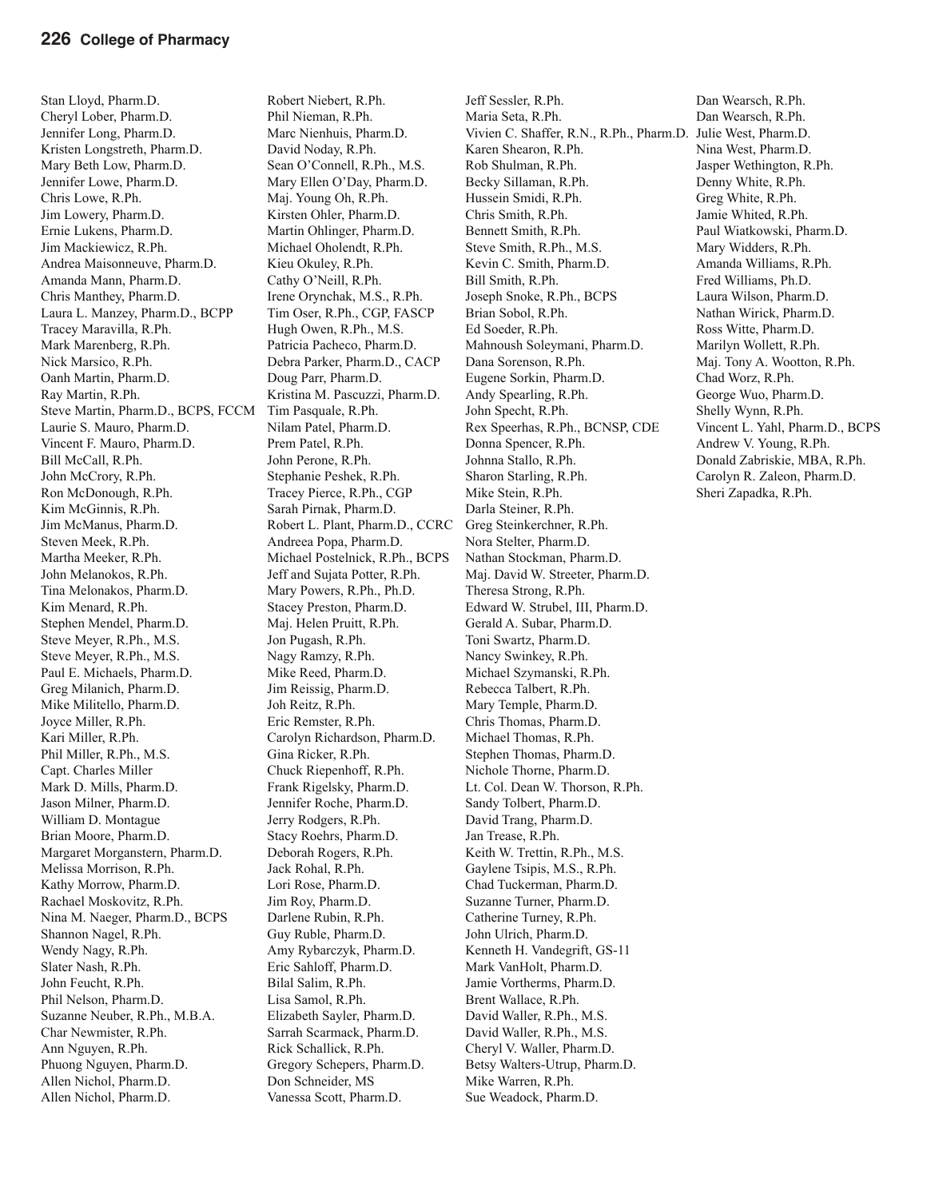Stan Lloyd, Pharm.D.
Cheryl Lober, Pharm.D.
Jennifer Long, Pharm.D.
Kristen Longstreth, Pharm.D.
Mary Beth Low, Pharm.D.
Jennifer Lowe, Pharm.D.
Chris Lowe, R.Ph.
Jim Lowery, Pharm.D.
Ernie Lukens, Pharm.D.
Jim Mackiewicz, R.Ph.
Andrea Maisonneuve, Pharm.D.
Amanda Mann, Pharm.D.
Chris Manthey, Pharm.D.
Laura L. Manzey, Pharm.D., BCPP
Tracey Maravilla, R.Ph.
Mark Marenberg, R.Ph.
Nick Marsico, R.Ph.
Oanh Martin, Pharm.D.
Ray Martin, R.Ph.
Steve Martin, Pharm.D., BCPS, FCCM
Laurie S. Mauro, Pharm.D.
Vincent F. Mauro, Pharm.D.
Bill McCall, R.Ph.
John McCrory, R.Ph.
Ron McDonough, R.Ph.
Kim McGinnis, R.Ph.
Jim McManus, Pharm.D.
Steven Meek, R.Ph.
Martha Meeker, R.Ph.
John Melanokos, R.Ph.
Tina Melonakos, Pharm.D.
Kim Menard, R.Ph.
Stephen Mendel, Pharm.D.
Steve Meyer, R.Ph., M.S.
Steve Meyer, R.Ph., M.S.
Paul E. Michaels, Pharm.D.
Greg Milanich, Pharm.D.
Mike Militello, Pharm.D.
Joyce Miller, R.Ph.
Kari Miller, R.Ph.
Phil Miller, R.Ph., M.S.
Capt. Charles Miller
Mark D. Mills, Pharm.D.
Jason Milner, Pharm.D.
William D. Montague
Brian Moore, Pharm.D.
Margaret Morganstern, Pharm.D.
Melissa Morrison, R.Ph.
Kathy Morrow, Pharm.D.
Rachael Moskovitz, R.Ph.
Nina M. Naeger, Pharm.D., BCPS
Shannon Nagel, R.Ph.
Wendy Nagy, R.Ph.
Slater Nash, R.Ph.
John Feucht, R.Ph.
Phil Nelson, Pharm.D.
Suzanne Neuber, R.Ph., M.B.A.
Char Newmister, R.Ph.
Ann Nguyen, R.Ph.
Phuong Nguyen, Pharm.D.
Allen Nichol, Pharm.D.
Allen Nichol, Pharm.D.
Robert Niebert, R.Ph.
Phil Nieman, R.Ph.
Marc Nienhuis, Pharm.D.
David Noday, R.Ph.
Sean O'Connell, R.Ph., M.S.
Mary Ellen O'Day, Pharm.D.
Maj. Young Oh, R.Ph.
Kirsten Ohler, Pharm.D.
Martin Ohlinger, Pharm.D.
Michael Oholendt, R.Ph.
Kieu Okuley, R.Ph.
Cathy O'Neill, R.Ph.
Irene Orynchak, M.S., R.Ph.
Tim Oser, R.Ph., CGP, FASCP
Hugh Owen, R.Ph., M.S.
Patricia Pacheco, Pharm.D.
Debra Parker, Pharm.D., CACP
Doug Parr, Pharm.D.
Kristina M. Pascuzzi, Pharm.D.
Tim Pasquale, R.Ph.
Nilam Patel, Pharm.D.
Prem Patel, R.Ph.
John Perone, R.Ph.
Stephanie Peshek, R.Ph.
Tracey Pierce, R.Ph., CGP
Sarah Pirnak, Pharm.D.
Robert L. Plant, Pharm.D., CCRC
Andreea Popa, Pharm.D.
Michael Postelnick, R.Ph., BCPS
Jeff and Sujata Potter, R.Ph.
Mary Powers, R.Ph., Ph.D.
Stacey Preston, Pharm.D.
Maj. Helen Pruitt, R.Ph.
Jon Pugash, R.Ph.
Nagy Ramzy, R.Ph.
Mike Reed, Pharm.D.
Jim Reissig, Pharm.D.
Joh Reitz, R.Ph.
Eric Remster, R.Ph.
Carolyn Richardson, Pharm.D.
Gina Ricker, R.Ph.
Chuck Riepenhoff, R.Ph.
Frank Rigelsky, Pharm.D.
Jennifer Roche, Pharm.D.
Jerry Rodgers, R.Ph.
Stacy Roehrs, Pharm.D.
Deborah Rogers, R.Ph.
Jack Rohal, R.Ph.
Lori Rose, Pharm.D.
Jim Roy, Pharm.D.
Darlene Rubin, R.Ph.
Guy Ruble, Pharm.D.
Amy Rybarczyk, Pharm.D.
Eric Sahloff, Pharm.D.
Bilal Salim, R.Ph.
Lisa Samol, R.Ph.
Elizabeth Sayler, Pharm.D.
Sarrah Scarmack, Pharm.D.
Rick Schallick, R.Ph.
Gregory Schepers, Pharm.D.
Don Schneider, MS
Vanessa Scott, Pharm.D.
Jeff Sessler, R.Ph.
Maria Seta, R.Ph.
Vivien C. Shaffer, R.N., R.Ph., Pharm.D.
Karen Shearon, R.Ph.
Rob Shulman, R.Ph.
Becky Sillaman, R.Ph.
Hussein Smidi, R.Ph.
Chris Smith, R.Ph.
Bennett Smith, R.Ph.
Steve Smith, R.Ph., M.S.
Kevin C. Smith, Pharm.D.
Bill Smith, R.Ph.
Joseph Snoke, R.Ph., BCPS
Brian Sobol, R.Ph.
Ed Soeder, R.Ph.
Mahnoush Soleymani, Pharm.D.
Dana Sorenson, R.Ph.
Eugene Sorkin, Pharm.D.
Andy Spearling, R.Ph.
John Specht, R.Ph.
Rex Speerhas, R.Ph., BCNSP, CDE
Donna Spencer, R.Ph.
Johnna Stallo, R.Ph.
Sharon Starling, R.Ph.
Mike Stein, R.Ph.
Darla Steiner, R.Ph.
Greg Steinkerchner, R.Ph.
Nora Stelter, Pharm.D.
Nathan Stockman, Pharm.D.
Maj. David W. Streeter, Pharm.D.
Theresa Strong, R.Ph.
Edward W. Strubel, III, Pharm.D.
Gerald A. Subar, Pharm.D.
Toni Swartz, Pharm.D.
Nancy Swinkey, R.Ph.
Michael Szymanski, R.Ph.
Rebecca Talbert, R.Ph.
Mary Temple, Pharm.D.
Chris Thomas, Pharm.D.
Michael Thomas, R.Ph.
Stephen Thomas, Pharm.D.
Nichole Thorne, Pharm.D.
Lt. Col. Dean W. Thorson, R.Ph.
Sandy Tolbert, Pharm.D.
David Trang, Pharm.D.
Jan Trease, R.Ph.
Keith W. Trettin, R.Ph., M.S.
Gaylene Tsipis, M.S., R.Ph.
Chad Tuckerman, Pharm.D.
Suzanne Turner, Pharm.D.
Catherine Turney, R.Ph.
John Ulrich, Pharm.D.
Kenneth H. Vandegrift, GS-11
Mark VanHolt, Pharm.D.
Jamie Vortherms, Pharm.D.
Brent Wallace, R.Ph.
David Waller, R.Ph., M.S.
David Waller, R.Ph., M.S.
Cheryl V. Waller, Pharm.D.
Betsy Walters-Utrup, Pharm.D.
Mike Warren, R.Ph.
Sue Weadock, Pharm.D.
Dan Wearsch, R.Ph.
Dan Wearsch, R.Ph.
Julie West, Pharm.D.
Nina West, Pharm.D.
Jasper Wethington, R.Ph.
Denny White, R.Ph.
Greg White, R.Ph.
Jamie Whited, R.Ph.
Paul Wiatkowski, Pharm.D.
Mary Widders, R.Ph.
Amanda Williams, R.Ph.
Fred Williams, Ph.D.
Laura Wilson, Pharm.D.
Nathan Wirick, Pharm.D.
Ross Witte, Pharm.D.
Marilyn Wollett, R.Ph.
Maj. Tony A. Wootton, R.Ph.
Chad Worz, R.Ph.
George Wuo, Pharm.D.
Shelly Wynn, R.Ph.
Vincent L. Yahl, Pharm.D., BCPS
Andrew V. Young, R.Ph.
Donald Zabriskie, MBA, R.Ph.
Carolyn R. Zaleon, Pharm.D.
Sheri Zapadka, R.Ph.